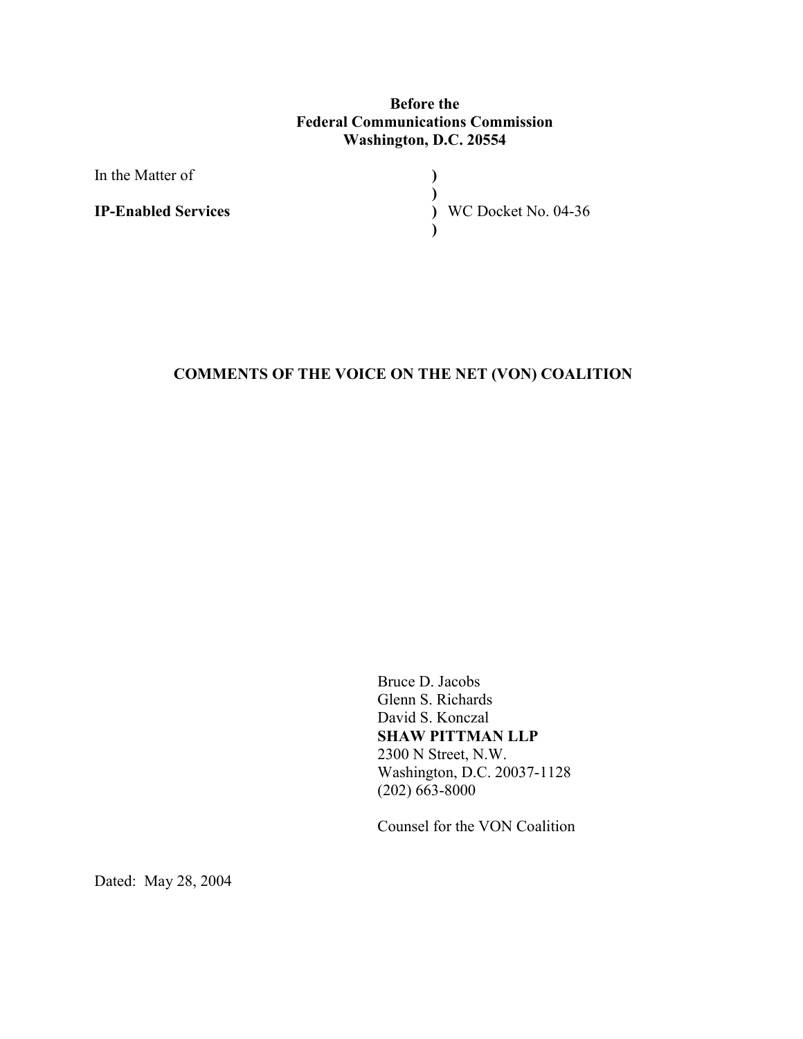**Before the**
**Federal Communications Commission**
**Washington, D.C. 20554**

| | | |
|---|---|---|
| In the Matter of | ) | |
| | ) | |
| **IP-Enabled Services** | ) | WC Docket No. 04-36 |
| | ) | |

## COMMENTS OF THE VOICE ON THE NET (VON) COALITION

Bruce D. Jacobs
Glenn S. Richards
David S. Konczal
**SHAW PITTMAN LLP**
2300 N Street, N.W.
Washington, D.C. 20037-1128
(202) 663-8000

Counsel for the VON Coalition

Dated: May 28, 2004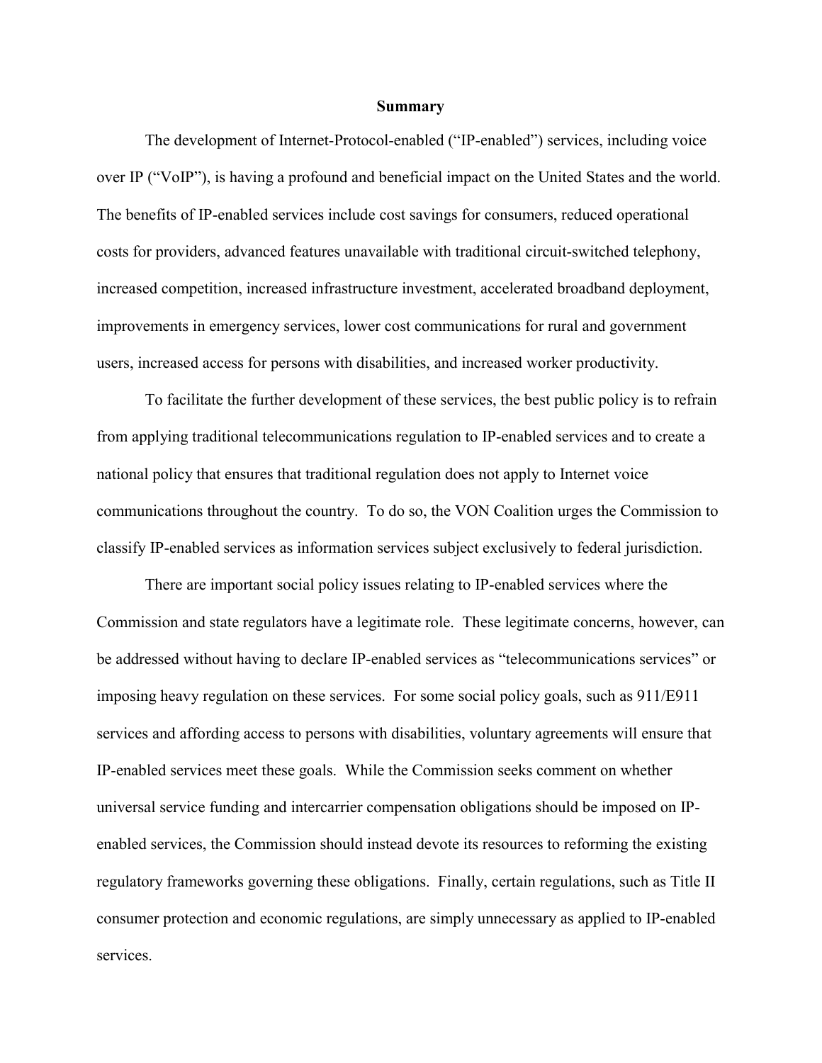## Summary

The development of Internet-Protocol-enabled ("IP-enabled") services, including voice over IP ("VoIP"), is having a profound and beneficial impact on the United States and the world. The benefits of IP-enabled services include cost savings for consumers, reduced operational costs for providers, advanced features unavailable with traditional circuit-switched telephony, increased competition, increased infrastructure investment, accelerated broadband deployment, improvements in emergency services, lower cost communications for rural and government users, increased access for persons with disabilities, and increased worker productivity.

To facilitate the further development of these services, the best public policy is to refrain from applying traditional telecommunications regulation to IP-enabled services and to create a national policy that ensures that traditional regulation does not apply to Internet voice communications throughout the country. To do so, the VON Coalition urges the Commission to classify IP-enabled services as information services subject exclusively to federal jurisdiction.

There are important social policy issues relating to IP-enabled services where the Commission and state regulators have a legitimate role. These legitimate concerns, however, can be addressed without having to declare IP-enabled services as "telecommunications services" or imposing heavy regulation on these services. For some social policy goals, such as 911/E911 services and affording access to persons with disabilities, voluntary agreements will ensure that IP-enabled services meet these goals. While the Commission seeks comment on whether universal service funding and intercarrier compensation obligations should be imposed on IP-enabled services, the Commission should instead devote its resources to reforming the existing regulatory frameworks governing these obligations. Finally, certain regulations, such as Title II consumer protection and economic regulations, are simply unnecessary as applied to IP-enabled services.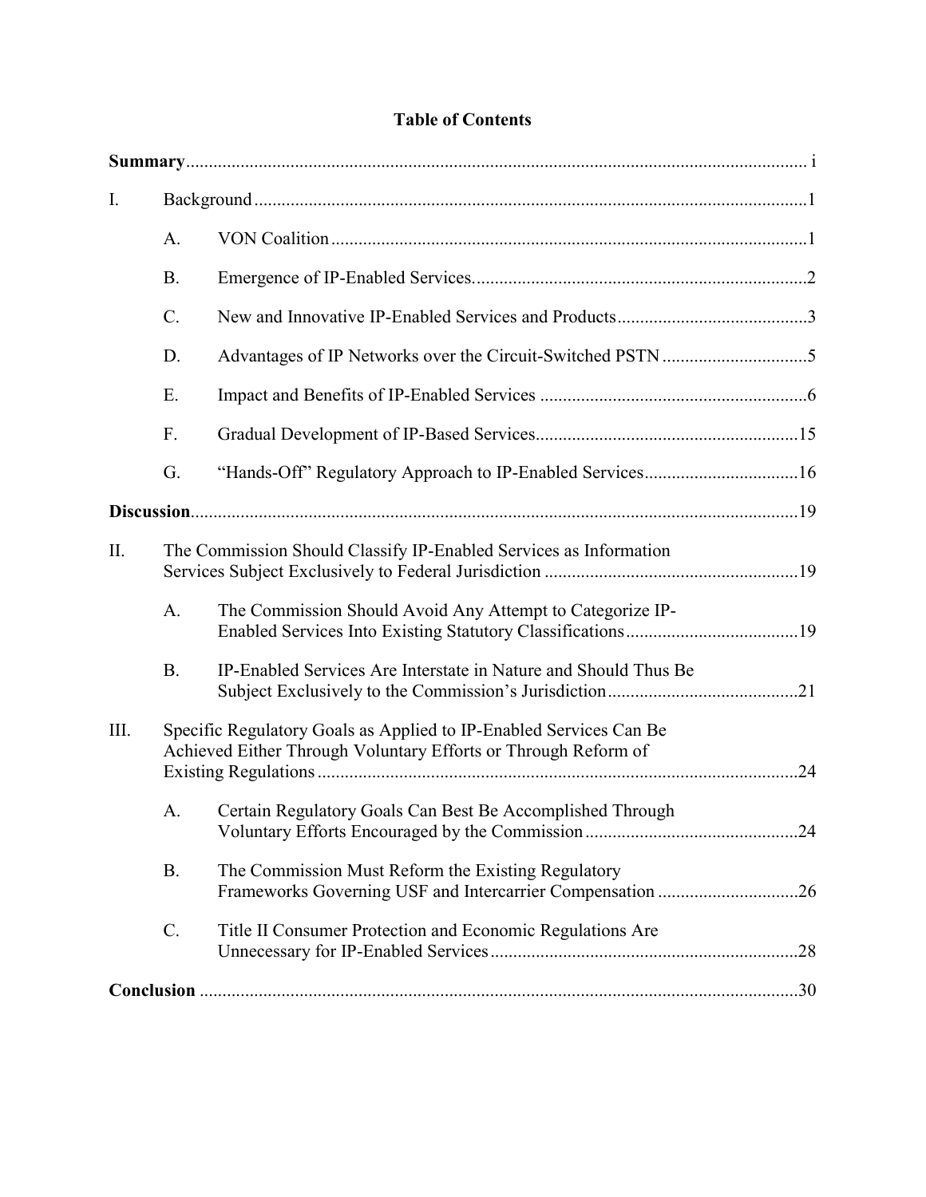# Table of Contents

**Summary** ........................................................................................................................ i

I. Background .......................................................................................................... 1

- A. VON Coalition ......................................................................................... 1
- B. Emergence of IP-Enabled Services. ........................................................ 2
- C. New and Innovative IP-Enabled Services and Products .......................... 3
- D. Advantages of IP Networks over the Circuit-Switched PSTN ................ 5
- E. Impact and Benefits of IP-Enabled Services ........................................... 6
- F. Gradual Development of IP-Based Services .......................................... 15
- G. "Hands-Off" Regulatory Approach to IP-Enabled Services .................. 16

**Discussion** .................................................................................................................... 19

II. The Commission Should Classify IP-Enabled Services as Information Services Subject Exclusively to Federal Jurisdiction ....................................................... 19

- A. The Commission Should Avoid Any Attempt to Categorize IP-Enabled Services Into Existing Statutory Classifications ...................................... 19
- B. IP-Enabled Services Are Interstate in Nature and Should Thus Be Subject Exclusively to the Commission's Jurisdiction .......................................... 21

III. Specific Regulatory Goals as Applied to IP-Enabled Services Can Be Achieved Either Through Voluntary Efforts or Through Reform of Existing Regulations ......................................................................................... 24

- A. Certain Regulatory Goals Can Best Be Accomplished Through Voluntary Efforts Encouraged by the Commission .............................................. 24
- B. The Commission Must Reform the Existing Regulatory Frameworks Governing USF and Intercarrier Compensation .............................. 26
- C. Title II Consumer Protection and Economic Regulations Are Unnecessary for IP-Enabled Services ................................................................... 28

**Conclusion** ................................................................................................................... 30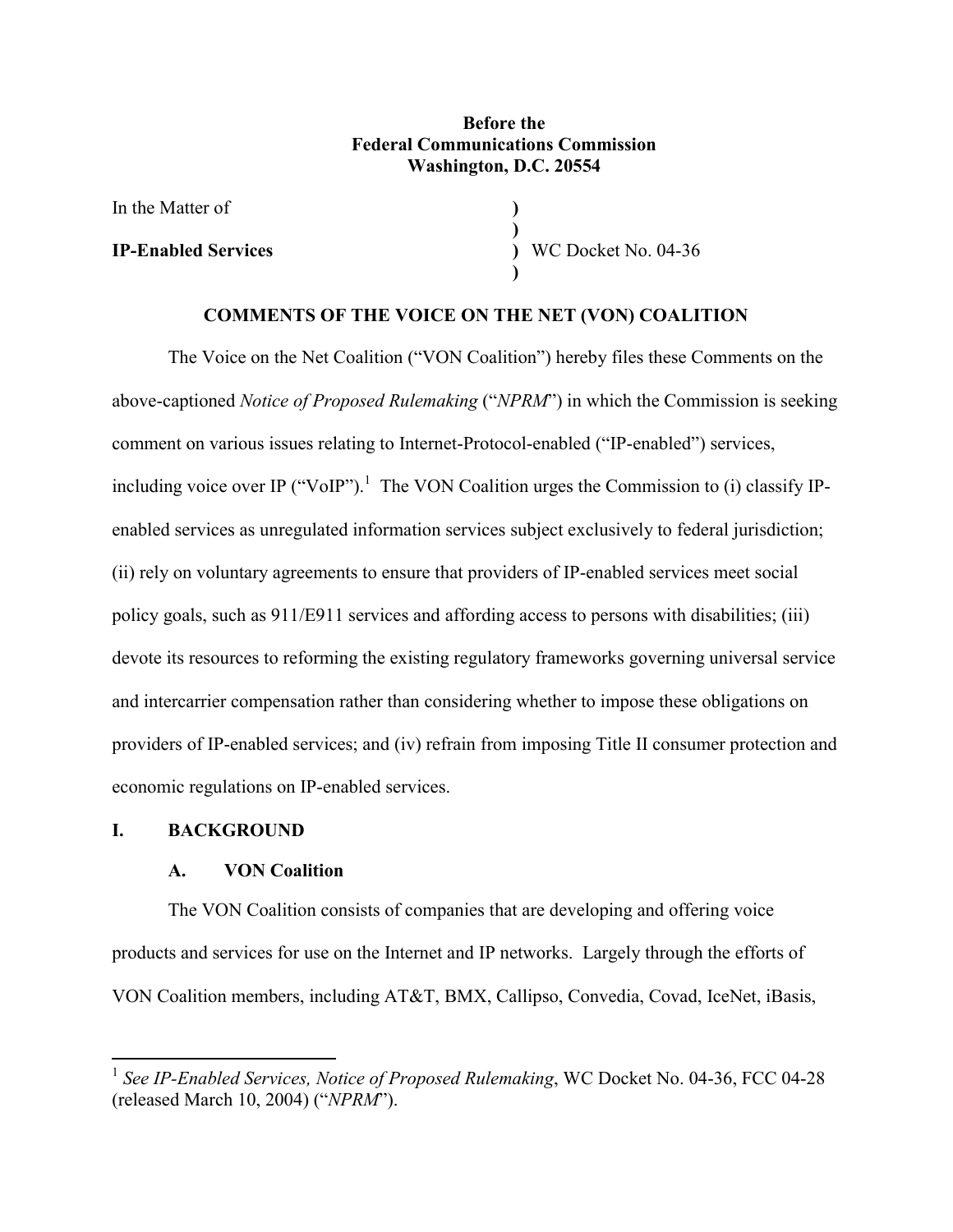**Before the**
**Federal Communications Commission**
**Washington, D.C. 20554**

| | | |
|---|---|---|
| In the Matter of | ) | |
| | ) | |
| **IP-Enabled Services** | ) | WC Docket No. 04-36 |
| | ) | |

**COMMENTS OF THE VOICE ON THE NET (VON) COALITION**

The Voice on the Net Coalition ("VON Coalition") hereby files these Comments on the above-captioned *Notice of Proposed Rulemaking* ("*NPRM*") in which the Commission is seeking comment on various issues relating to Internet-Protocol-enabled ("IP-enabled") services, including voice over IP ("VoIP").[1] The VON Coalition urges the Commission to (i) classify IP-enabled services as unregulated information services subject exclusively to federal jurisdiction; (ii) rely on voluntary agreements to ensure that providers of IP-enabled services meet social policy goals, such as 911/E911 services and affording access to persons with disabilities; (iii) devote its resources to reforming the existing regulatory frameworks governing universal service and intercarrier compensation rather than considering whether to impose these obligations on providers of IP-enabled services; and (iv) refrain from imposing Title II consumer protection and economic regulations on IP-enabled services.

## I. BACKGROUND

### A. VON Coalition

The VON Coalition consists of companies that are developing and offering voice products and services for use on the Internet and IP networks. Largely through the efforts of VON Coalition members, including AT&T, BMX, Callipso, Convedia, Covad, IceNet, iBasis,

[1] *See IP-Enabled Services, Notice of Proposed Rulemaking*, WC Docket No. 04-36, FCC 04-28 (released March 10, 2004) ("*NPRM*").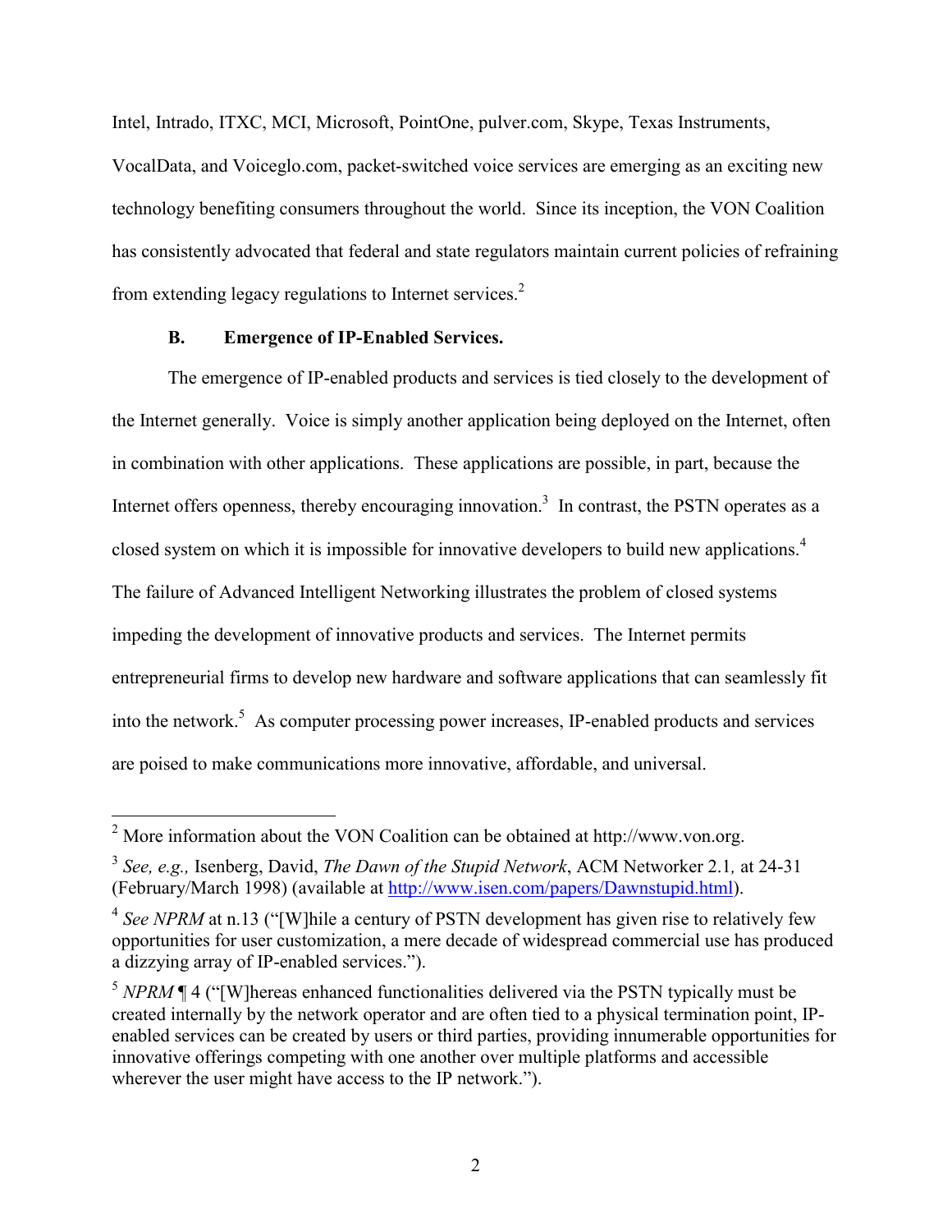Intel, Intrado, ITXC, MCI, Microsoft, PointOne, pulver.com, Skype, Texas Instruments, VocalData, and Voiceglo.com, packet-switched voice services are emerging as an exciting new technology benefiting consumers throughout the world. Since its inception, the VON Coalition has consistently advocated that federal and state regulators maintain current policies of refraining from extending legacy regulations to Internet services.[2]

### B. Emergence of IP-Enabled Services.

The emergence of IP-enabled products and services is tied closely to the development of the Internet generally. Voice is simply another application being deployed on the Internet, often in combination with other applications. These applications are possible, in part, because the Internet offers openness, thereby encouraging innovation.[3] In contrast, the PSTN operates as a closed system on which it is impossible for innovative developers to build new applications.[4] The failure of Advanced Intelligent Networking illustrates the problem of closed systems impeding the development of innovative products and services. The Internet permits entrepreneurial firms to develop new hardware and software applications that can seamlessly fit into the network.[5] As computer processing power increases, IP-enabled products and services are poised to make communications more innovative, affordable, and universal.

---

[2] More information about the VON Coalition can be obtained at http://www.von.org.

[3] *See, e.g.,* Isenberg, David, *The Dawn of the Stupid Network*, ACM Networker 2.1*,* at 24-31 (February/March 1998) (available at http://www.isen.com/papers/Dawnstupid.html).

[4] *See NPRM* at n.13 ("[W]hile a century of PSTN development has given rise to relatively few opportunities for user customization, a mere decade of widespread commercial use has produced a dizzying array of IP-enabled services.").

[5] *NPRM* ¶ 4 ("[W]hereas enhanced functionalities delivered via the PSTN typically must be created internally by the network operator and are often tied to a physical termination point, IP-enabled services can be created by users or third parties, providing innumerable opportunities for innovative offerings competing with one another over multiple platforms and accessible wherever the user might have access to the IP network.").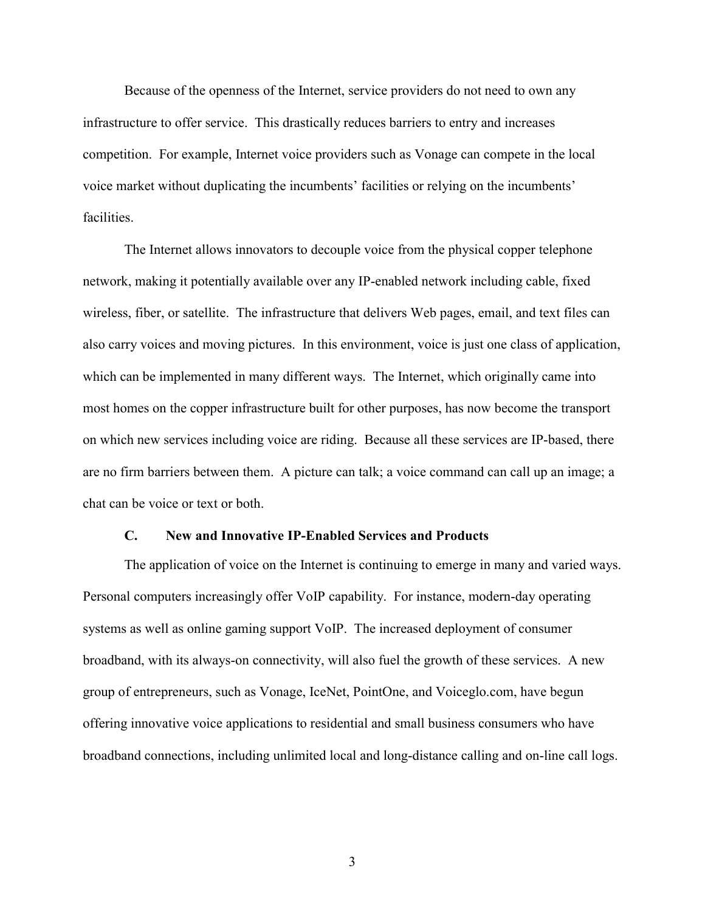Because of the openness of the Internet, service providers do not need to own any infrastructure to offer service. This drastically reduces barriers to entry and increases competition. For example, Internet voice providers such as Vonage can compete in the local voice market without duplicating the incumbents' facilities or relying on the incumbents' facilities.

The Internet allows innovators to decouple voice from the physical copper telephone network, making it potentially available over any IP-enabled network including cable, fixed wireless, fiber, or satellite. The infrastructure that delivers Web pages, email, and text files can also carry voices and moving pictures. In this environment, voice is just one class of application, which can be implemented in many different ways. The Internet, which originally came into most homes on the copper infrastructure built for other purposes, has now become the transport on which new services including voice are riding. Because all these services are IP-based, there are no firm barriers between them. A picture can talk; a voice command can call up an image; a chat can be voice or text or both.

### C. New and Innovative IP-Enabled Services and Products

The application of voice on the Internet is continuing to emerge in many and varied ways. Personal computers increasingly offer VoIP capability. For instance, modern-day operating systems as well as online gaming support VoIP. The increased deployment of consumer broadband, with its always-on connectivity, will also fuel the growth of these services. A new group of entrepreneurs, such as Vonage, IceNet, PointOne, and Voiceglo.com, have begun offering innovative voice applications to residential and small business consumers who have broadband connections, including unlimited local and long-distance calling and on-line call logs.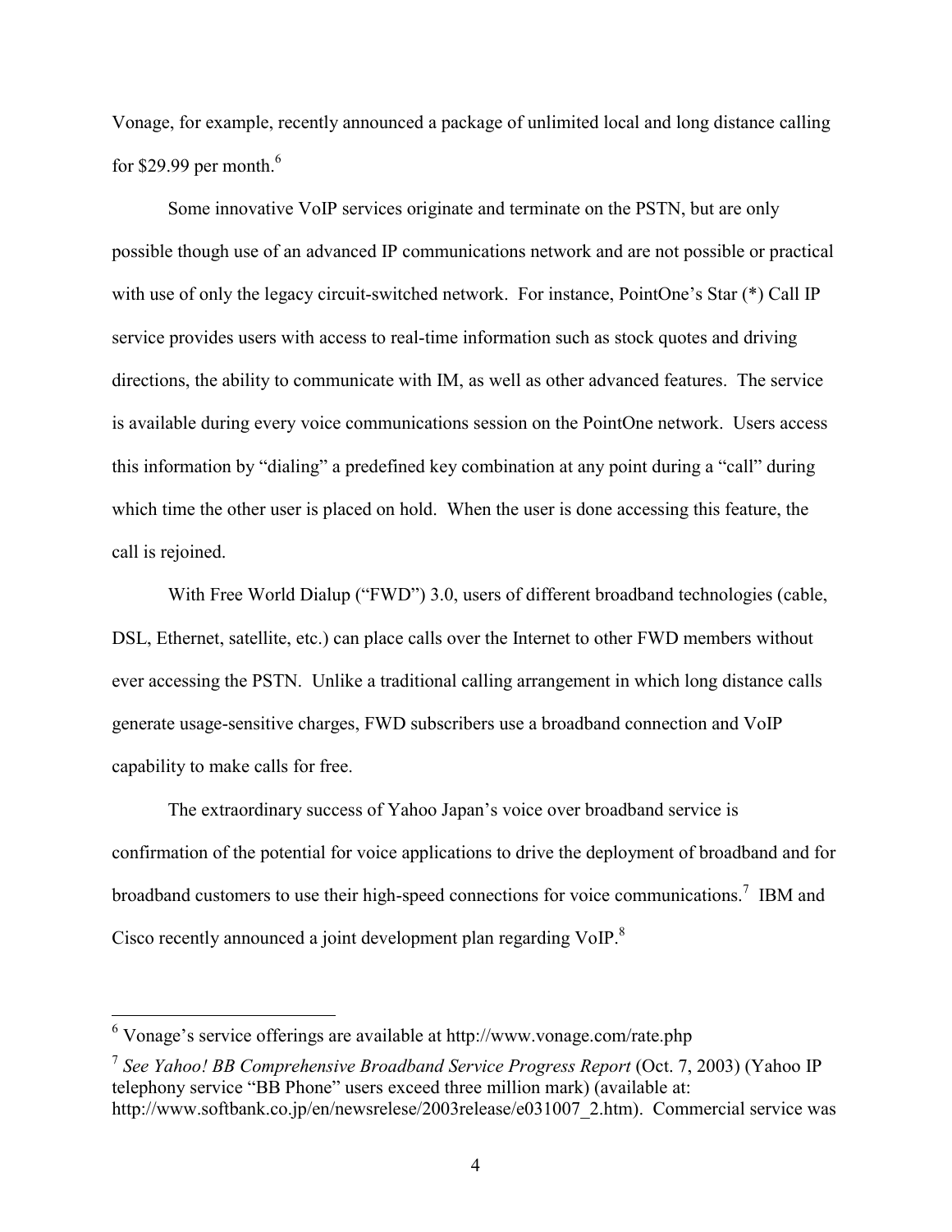Vonage, for example, recently announced a package of unlimited local and long distance calling for $29.99 per month.[6]

Some innovative VoIP services originate and terminate on the PSTN, but are only possible though use of an advanced IP communications network and are not possible or practical with use of only the legacy circuit-switched network. For instance, PointOne's Star (*) Call IP service provides users with access to real-time information such as stock quotes and driving directions, the ability to communicate with IM, as well as other advanced features. The service is available during every voice communications session on the PointOne network. Users access this information by "dialing" a predefined key combination at any point during a "call" during which time the other user is placed on hold. When the user is done accessing this feature, the call is rejoined.

With Free World Dialup ("FWD") 3.0, users of different broadband technologies (cable, DSL, Ethernet, satellite, etc.) can place calls over the Internet to other FWD members without ever accessing the PSTN. Unlike a traditional calling arrangement in which long distance calls generate usage-sensitive charges, FWD subscribers use a broadband connection and VoIP capability to make calls for free.

The extraordinary success of Yahoo Japan's voice over broadband service is confirmation of the potential for voice applications to drive the deployment of broadband and for broadband customers to use their high-speed connections for voice communications.[7] IBM and Cisco recently announced a joint development plan regarding VoIP.[8]

---

[6] Vonage's service offerings are available at http://www.vonage.com/rate.php

[7] *See Yahoo! BB Comprehensive Broadband Service Progress Report* (Oct. 7, 2003) (Yahoo IP telephony service "BB Phone" users exceed three million mark) (available at: http://www.softbank.co.jp/en/newsrelese/2003release/e031007_2.htm). Commercial service was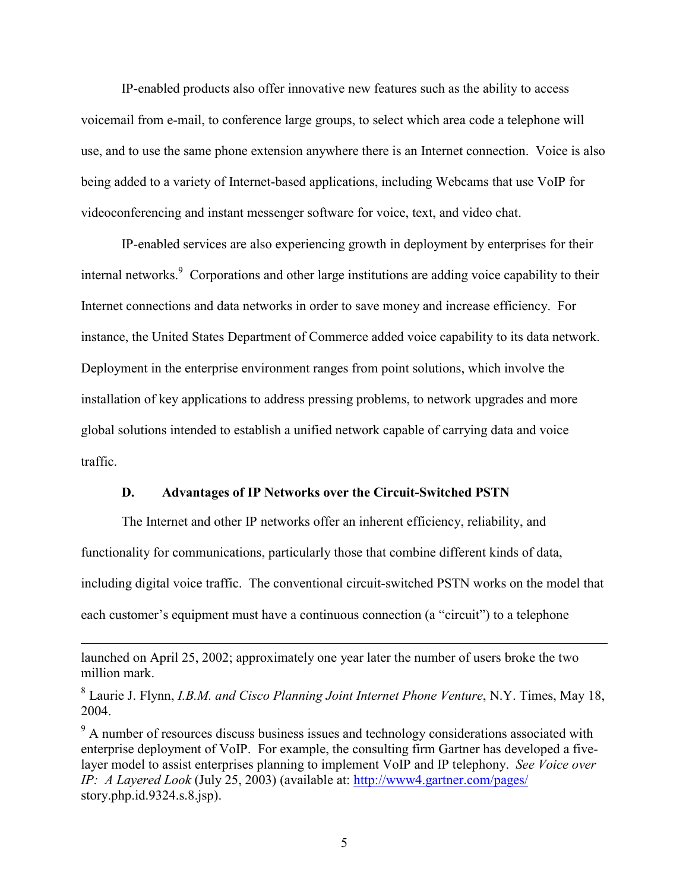IP-enabled products also offer innovative new features such as the ability to access voicemail from e-mail, to conference large groups, to select which area code a telephone will use, and to use the same phone extension anywhere there is an Internet connection. Voice is also being added to a variety of Internet-based applications, including Webcams that use VoIP for videoconferencing and instant messenger software for voice, text, and video chat.

IP-enabled services are also experiencing growth in deployment by enterprises for their internal networks.[9] Corporations and other large institutions are adding voice capability to their Internet connections and data networks in order to save money and increase efficiency. For instance, the United States Department of Commerce added voice capability to its data network. Deployment in the enterprise environment ranges from point solutions, which involve the installation of key applications to address pressing problems, to network upgrades and more global solutions intended to establish a unified network capable of carrying data and voice traffic.

### D. Advantages of IP Networks over the Circuit-Switched PSTN

The Internet and other IP networks offer an inherent efficiency, reliability, and functionality for communications, particularly those that combine different kinds of data, including digital voice traffic. The conventional circuit-switched PSTN works on the model that each customer's equipment must have a continuous connection (a "circuit") to a telephone

---

launched on April 25, 2002; approximately one year later the number of users broke the two million mark.

[8] Laurie J. Flynn, *I.B.M. and Cisco Planning Joint Internet Phone Venture*, N.Y. Times, May 18, 2004.

[9] A number of resources discuss business issues and technology considerations associated with enterprise deployment of VoIP. For example, the consulting firm Gartner has developed a five-layer model to assist enterprises planning to implement VoIP and IP telephony. *See Voice over IP: A Layered Look* (July 25, 2003) (available at: http://www4.gartner.com/pages/story.php.id.9324.s.8.jsp).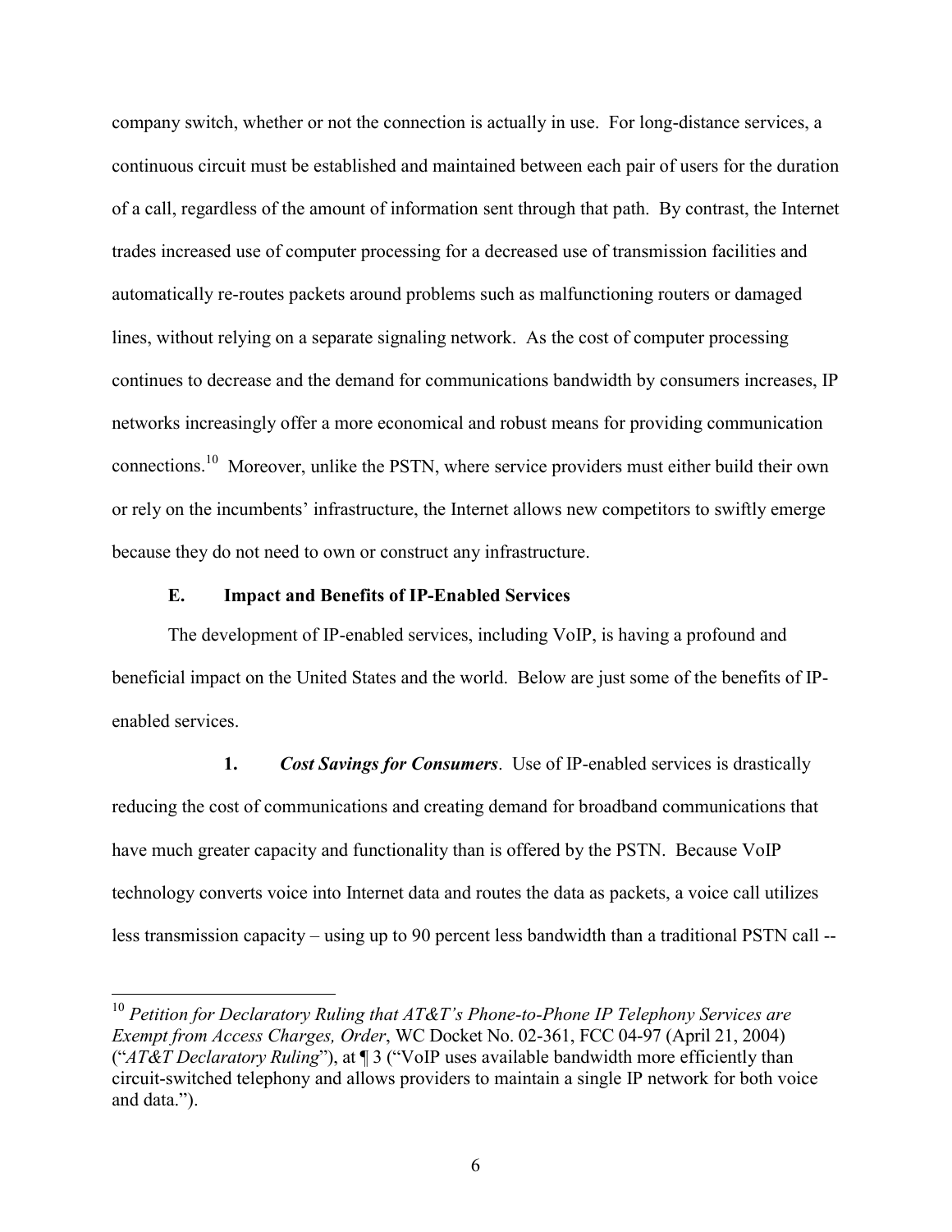company switch, whether or not the connection is actually in use. For long-distance services, a continuous circuit must be established and maintained between each pair of users for the duration of a call, regardless of the amount of information sent through that path. By contrast, the Internet trades increased use of computer processing for a decreased use of transmission facilities and automatically re-routes packets around problems such as malfunctioning routers or damaged lines, without relying on a separate signaling network. As the cost of computer processing continues to decrease and the demand for communications bandwidth by consumers increases, IP networks increasingly offer a more economical and robust means for providing communication connections.[10] Moreover, unlike the PSTN, where service providers must either build their own or rely on the incumbents' infrastructure, the Internet allows new competitors to swiftly emerge because they do not need to own or construct any infrastructure.

### E. Impact and Benefits of IP-Enabled Services

The development of IP-enabled services, including VoIP, is having a profound and beneficial impact on the United States and the world. Below are just some of the benefits of IP-enabled services.

**1.** ***Cost Savings for Consumers***. Use of IP-enabled services is drastically reducing the cost of communications and creating demand for broadband communications that have much greater capacity and functionality than is offered by the PSTN. Because VoIP technology converts voice into Internet data and routes the data as packets, a voice call utilizes less transmission capacity – using up to 90 percent less bandwidth than a traditional PSTN call --

---

[10] *Petition for Declaratory Ruling that AT&T's Phone-to-Phone IP Telephony Services are Exempt from Access Charges, Order*, WC Docket No. 02-361, FCC 04-97 (April 21, 2004) ("*AT&T Declaratory Ruling*"), at ¶ 3 ("VoIP uses available bandwidth more efficiently than circuit-switched telephony and allows providers to maintain a single IP network for both voice and data.").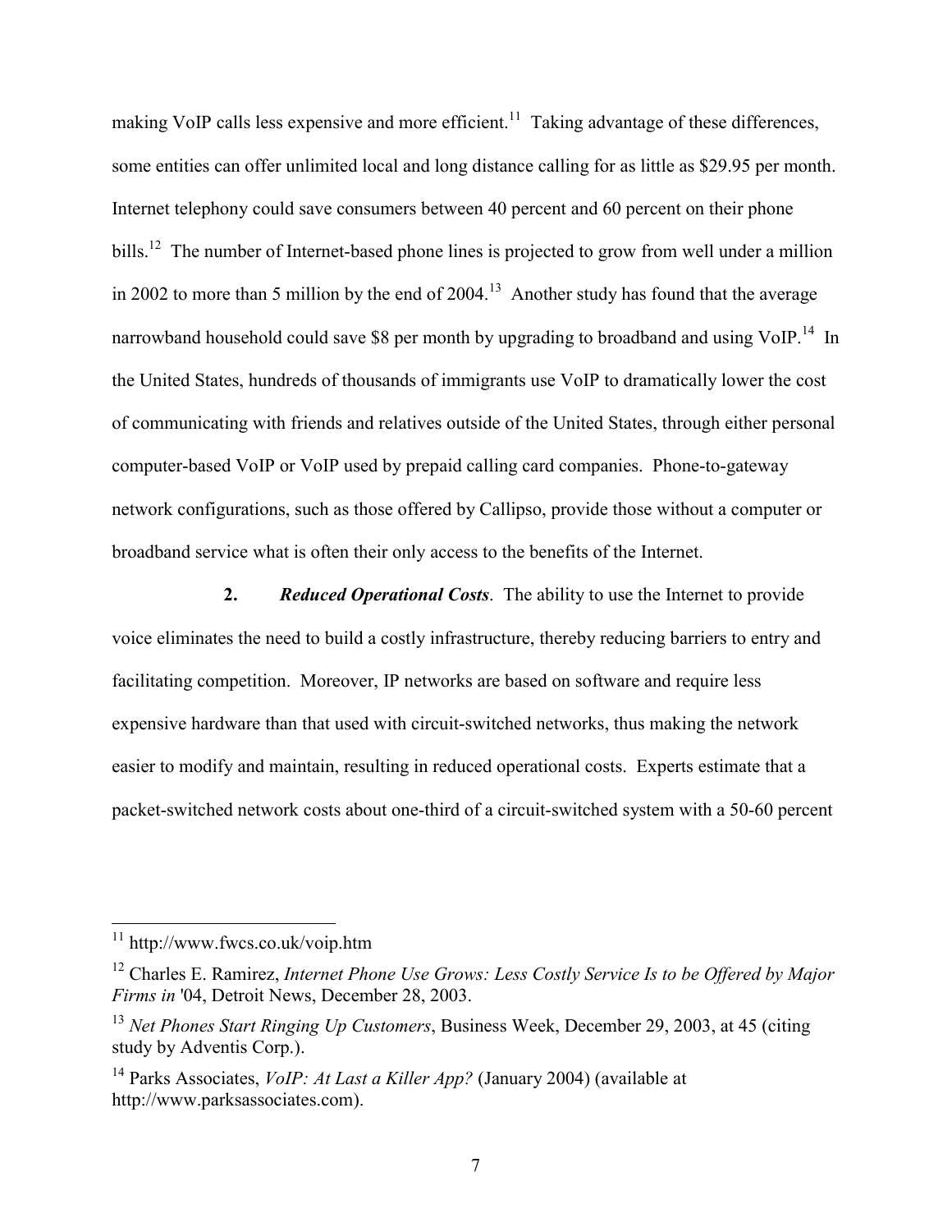making VoIP calls less expensive and more efficient.[11] Taking advantage of these differences, some entities can offer unlimited local and long distance calling for as little as $29.95 per month. Internet telephony could save consumers between 40 percent and 60 percent on their phone bills.[12] The number of Internet-based phone lines is projected to grow from well under a million in 2002 to more than 5 million by the end of 2004.[13] Another study has found that the average narrowband household could save $8 per month by upgrading to broadband and using VoIP.[14] In the United States, hundreds of thousands of immigrants use VoIP to dramatically lower the cost of communicating with friends and relatives outside of the United States, through either personal computer-based VoIP or VoIP used by prepaid calling card companies. Phone-to-gateway network configurations, such as those offered by Callipso, provide those without a computer or broadband service what is often their only access to the benefits of the Internet.

**2.** ***Reduced Operational Costs***. The ability to use the Internet to provide voice eliminates the need to build a costly infrastructure, thereby reducing barriers to entry and facilitating competition. Moreover, IP networks are based on software and require less expensive hardware than that used with circuit-switched networks, thus making the network easier to modify and maintain, resulting in reduced operational costs. Experts estimate that a packet-switched network costs about one-third of a circuit-switched system with a 50-60 percent

---

[11] http://www.fwcs.co.uk/voip.htm

[12] Charles E. Ramirez, *Internet Phone Use Grows: Less Costly Service Is to be Offered by Major Firms in* '04, Detroit News, December 28, 2003.

[13] *Net Phones Start Ringing Up Customers*, Business Week, December 29, 2003, at 45 (citing study by Adventis Corp.).

[14] Parks Associates, *VoIP: At Last a Killer App?* (January 2004) (available at http://www.parksassociates.com).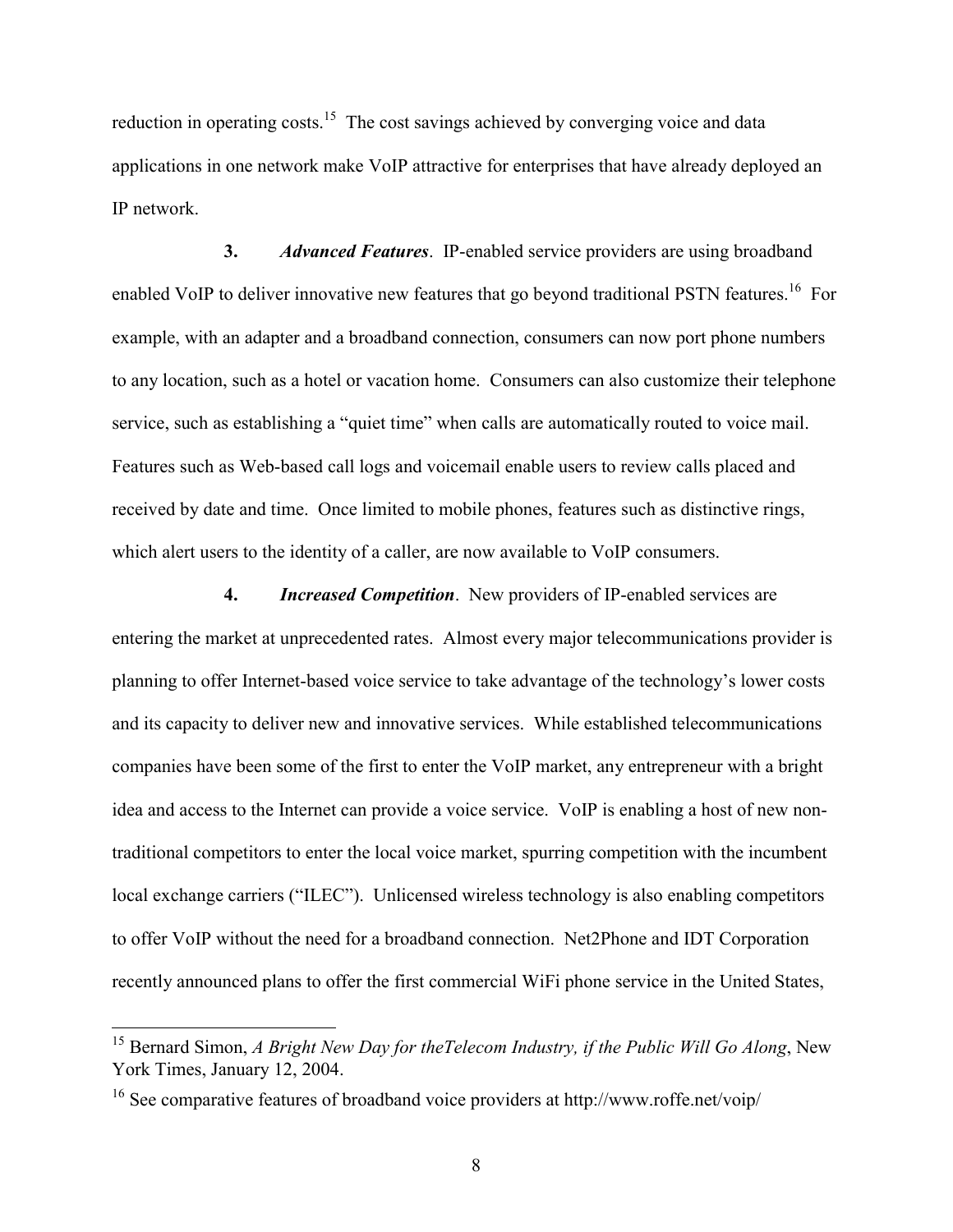reduction in operating costs.[15] The cost savings achieved by converging voice and data applications in one network make VoIP attractive for enterprises that have already deployed an IP network.

**3.** ***Advanced Features***. IP-enabled service providers are using broadband enabled VoIP to deliver innovative new features that go beyond traditional PSTN features.[16] For example, with an adapter and a broadband connection, consumers can now port phone numbers to any location, such as a hotel or vacation home. Consumers can also customize their telephone service, such as establishing a "quiet time" when calls are automatically routed to voice mail. Features such as Web-based call logs and voicemail enable users to review calls placed and received by date and time. Once limited to mobile phones, features such as distinctive rings, which alert users to the identity of a caller, are now available to VoIP consumers.

**4.** ***Increased Competition***. New providers of IP-enabled services are entering the market at unprecedented rates. Almost every major telecommunications provider is planning to offer Internet-based voice service to take advantage of the technology's lower costs and its capacity to deliver new and innovative services. While established telecommunications companies have been some of the first to enter the VoIP market, any entrepreneur with a bright idea and access to the Internet can provide a voice service. VoIP is enabling a host of new non-traditional competitors to enter the local voice market, spurring competition with the incumbent local exchange carriers ("ILEC"). Unlicensed wireless technology is also enabling competitors to offer VoIP without the need for a broadband connection. Net2Phone and IDT Corporation recently announced plans to offer the first commercial WiFi phone service in the United States,

---

[15] Bernard Simon, *A Bright New Day for theTelecom Industry, if the Public Will Go Along*, New York Times, January 12, 2004.

[16] See comparative features of broadband voice providers at http://www.roffe.net/voip/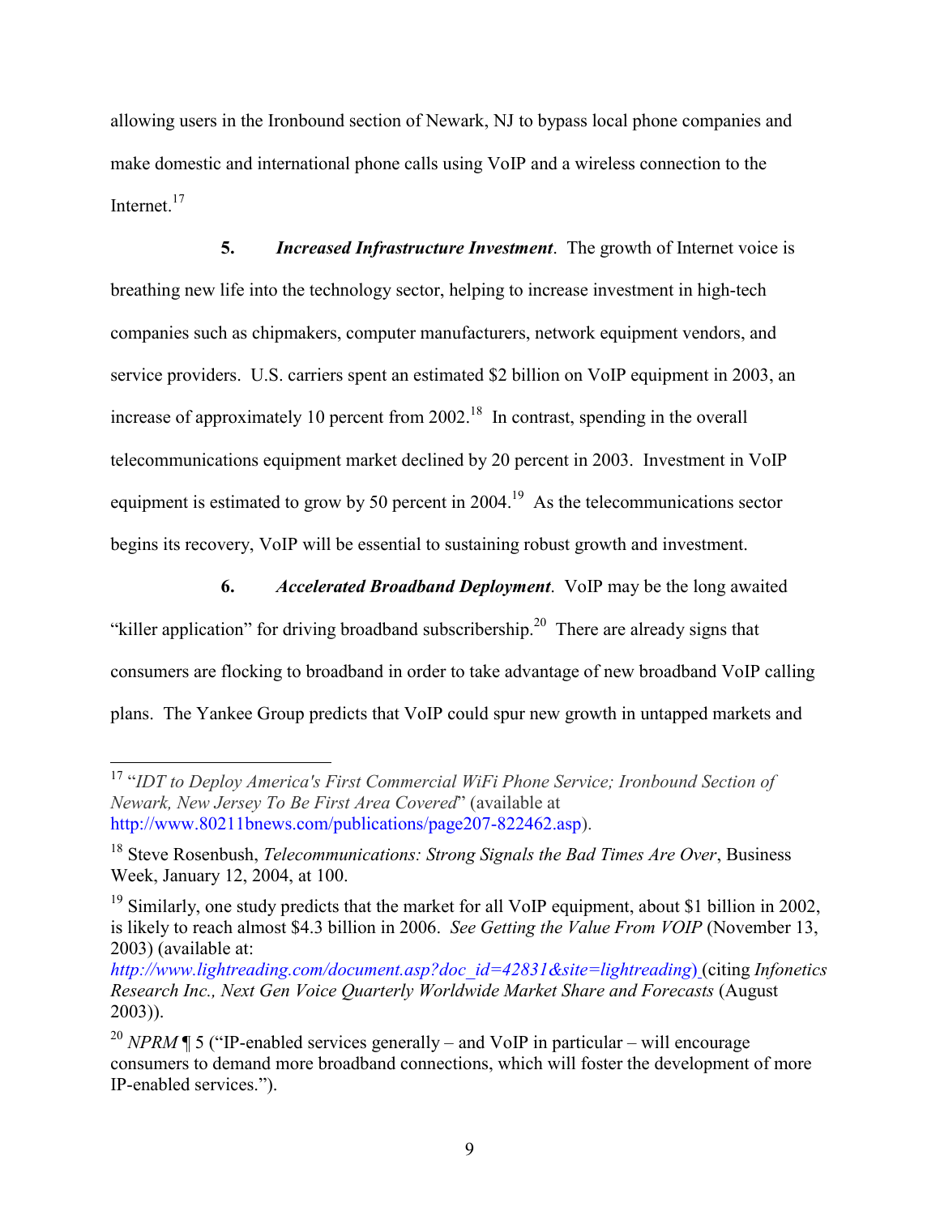allowing users in the Ironbound section of Newark, NJ to bypass local phone companies and make domestic and international phone calls using VoIP and a wireless connection to the Internet.[17]

**5.** ***Increased Infrastructure Investment***. The growth of Internet voice is breathing new life into the technology sector, helping to increase investment in high-tech companies such as chipmakers, computer manufacturers, network equipment vendors, and service providers. U.S. carriers spent an estimated $2 billion on VoIP equipment in 2003, an increase of approximately 10 percent from 2002.[18] In contrast, spending in the overall telecommunications equipment market declined by 20 percent in 2003. Investment in VoIP equipment is estimated to grow by 50 percent in 2004.[19] As the telecommunications sector begins its recovery, VoIP will be essential to sustaining robust growth and investment.

**6.** ***Accelerated Broadband Deployment***. VoIP may be the long awaited "killer application" for driving broadband subscribership.[20] There are already signs that consumers are flocking to broadband in order to take advantage of new broadband VoIP calling plans. The Yankee Group predicts that VoIP could spur new growth in untapped markets and

---

[17] "*IDT to Deploy America's First Commercial WiFi Phone Service; Ironbound Section of Newark, New Jersey To Be First Area Covered*" (available at http://www.80211bnews.com/publications/page207-822462.asp).

[18] Steve Rosenbush, *Telecommunications: Strong Signals the Bad Times Are Over*, Business Week, January 12, 2004, at 100.

[19] Similarly, one study predicts that the market for all VoIP equipment, about $1 billion in 2002, is likely to reach almost $4.3 billion in 2006. *See Getting the Value From VOIP* (November 13, 2003) (available at: *http://www.lightreading.com/document.asp?doc_id=42831&site=lightreading*) (citing *Infonetics Research Inc., Next Gen Voice Quarterly Worldwide Market Share and Forecasts* (August 2003)).

[20] *NPRM* ¶ 5 ("IP-enabled services generally – and VoIP in particular – will encourage consumers to demand more broadband connections, which will foster the development of more IP-enabled services.").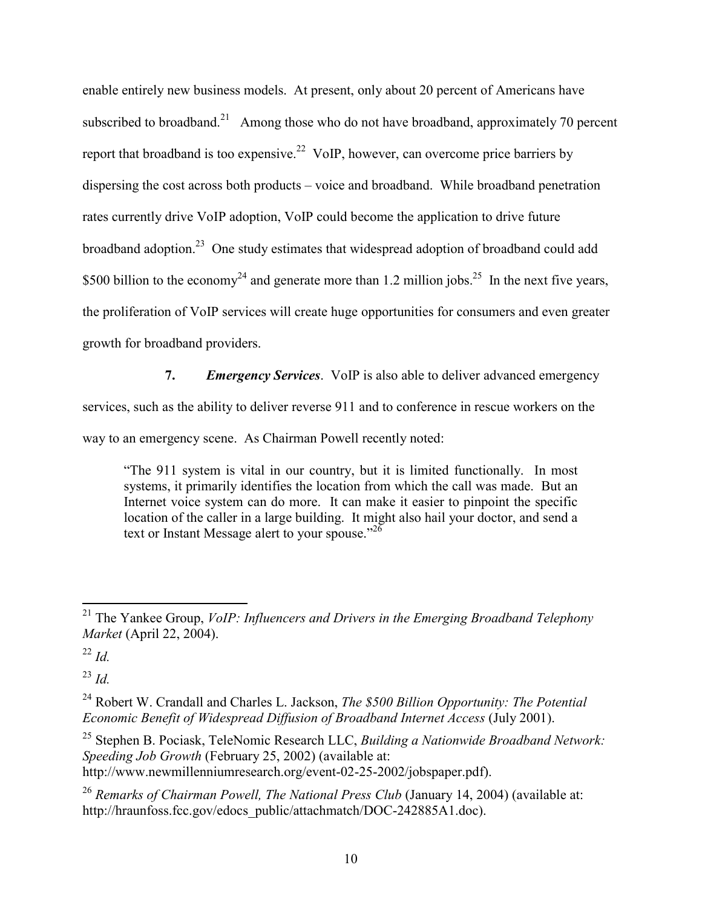enable entirely new business models. At present, only about 20 percent of Americans have subscribed to broadband.[21] Among those who do not have broadband, approximately 70 percent report that broadband is too expensive.[22] VoIP, however, can overcome price barriers by dispersing the cost across both products – voice and broadband. While broadband penetration rates currently drive VoIP adoption, VoIP could become the application to drive future broadband adoption.[23] One study estimates that widespread adoption of broadband could add \$500 billion to the economy[24] and generate more than 1.2 million jobs.[25] In the next five years, the proliferation of VoIP services will create huge opportunities for consumers and even greater growth for broadband providers.

**7.** ***Emergency Services***. VoIP is also able to deliver advanced emergency services, such as the ability to deliver reverse 911 and to conference in rescue workers on the way to an emergency scene. As Chairman Powell recently noted:

> "The 911 system is vital in our country, but it is limited functionally. In most systems, it primarily identifies the location from which the call was made. But an Internet voice system can do more. It can make it easier to pinpoint the specific location of the caller in a large building. It might also hail your doctor, and send a text or Instant Message alert to your spouse."[26]

---

[21] The Yankee Group, *VoIP: Influencers and Drivers in the Emerging Broadband Telephony Market* (April 22, 2004).

[22] *Id.*

[23] *Id.*

[24] Robert W. Crandall and Charles L. Jackson, *The \$500 Billion Opportunity: The Potential Economic Benefit of Widespread Diffusion of Broadband Internet Access* (July 2001).

[25] Stephen B. Pociask, TeleNomic Research LLC, *Building a Nationwide Broadband Network: Speeding Job Growth* (February 25, 2002) (available at: http://www.newmillenniumresearch.org/event-02-25-2002/jobspaper.pdf).

[26] *Remarks of Chairman Powell, The National Press Club* (January 14, 2004) (available at: http://hraunfoss.fcc.gov/edocs_public/attachmatch/DOC-242885A1.doc).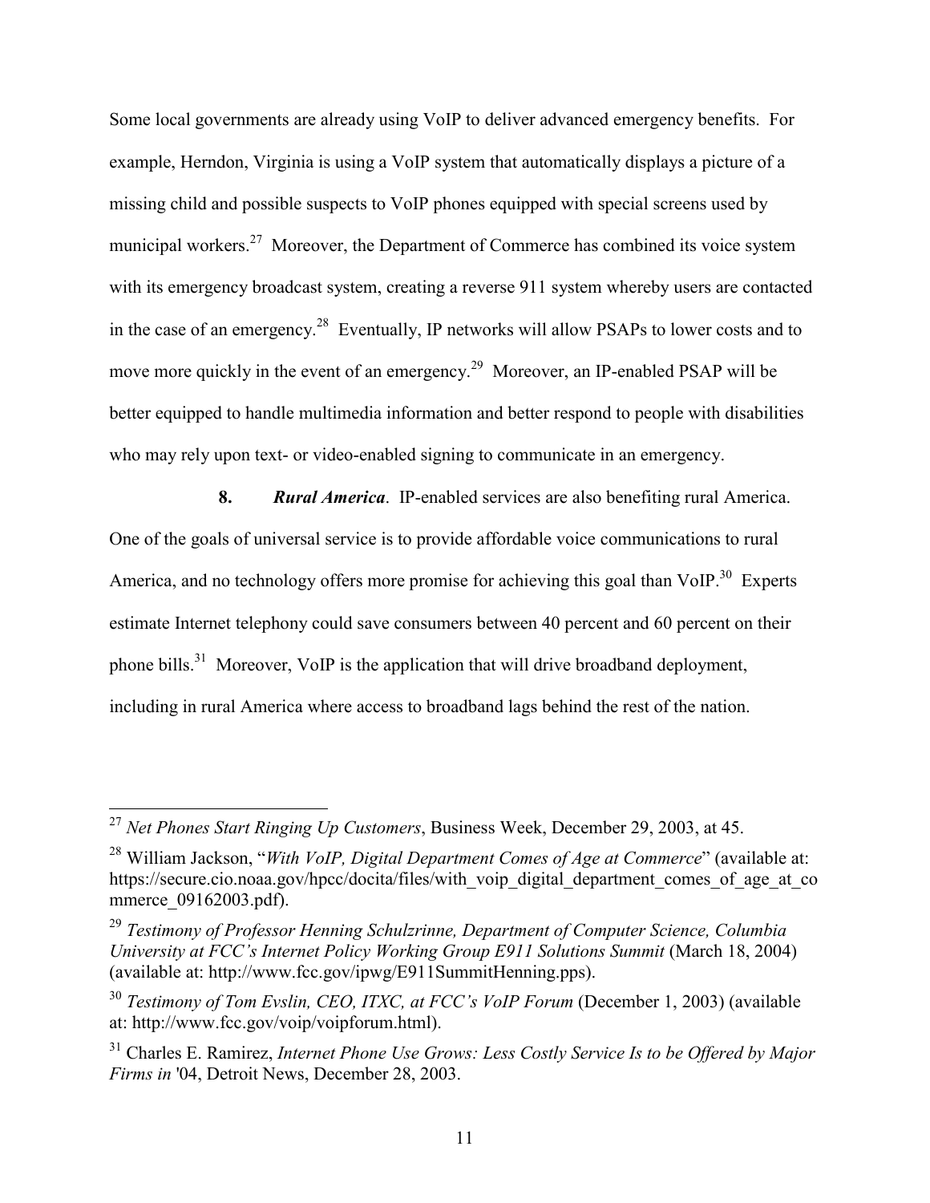Some local governments are already using VoIP to deliver advanced emergency benefits. For example, Herndon, Virginia is using a VoIP system that automatically displays a picture of a missing child and possible suspects to VoIP phones equipped with special screens used by municipal workers.[27] Moreover, the Department of Commerce has combined its voice system with its emergency broadcast system, creating a reverse 911 system whereby users are contacted in the case of an emergency.[28] Eventually, IP networks will allow PSAPs to lower costs and to move more quickly in the event of an emergency.[29] Moreover, an IP-enabled PSAP will be better equipped to handle multimedia information and better respond to people with disabilities who may rely upon text- or video-enabled signing to communicate in an emergency.

**8.** ***Rural America***. IP-enabled services are also benefiting rural America. One of the goals of universal service is to provide affordable voice communications to rural America, and no technology offers more promise for achieving this goal than VoIP.[30] Experts estimate Internet telephony could save consumers between 40 percent and 60 percent on their phone bills.[31] Moreover, VoIP is the application that will drive broadband deployment, including in rural America where access to broadband lags behind the rest of the nation.

---

[27] *Net Phones Start Ringing Up Customers*, Business Week, December 29, 2003, at 45.

[28] William Jackson, "*With VoIP, Digital Department Comes of Age at Commerce*" (available at: https://secure.cio.noaa.gov/hpcc/docita/files/with_voip_digital_department_comes_of_age_at_commerce_09162003.pdf).

[29] *Testimony of Professor Henning Schulzrinne, Department of Computer Science, Columbia University at FCC's Internet Policy Working Group E911 Solutions Summit* (March 18, 2004) (available at: http://www.fcc.gov/ipwg/E911SummitHenning.pps).

[30] *Testimony of Tom Evslin, CEO, ITXC, at FCC's VoIP Forum* (December 1, 2003) (available at: http://www.fcc.gov/voip/voipforum.html).

[31] Charles E. Ramirez, *Internet Phone Use Grows: Less Costly Service Is to be Offered by Major Firms in* '04, Detroit News, December 28, 2003.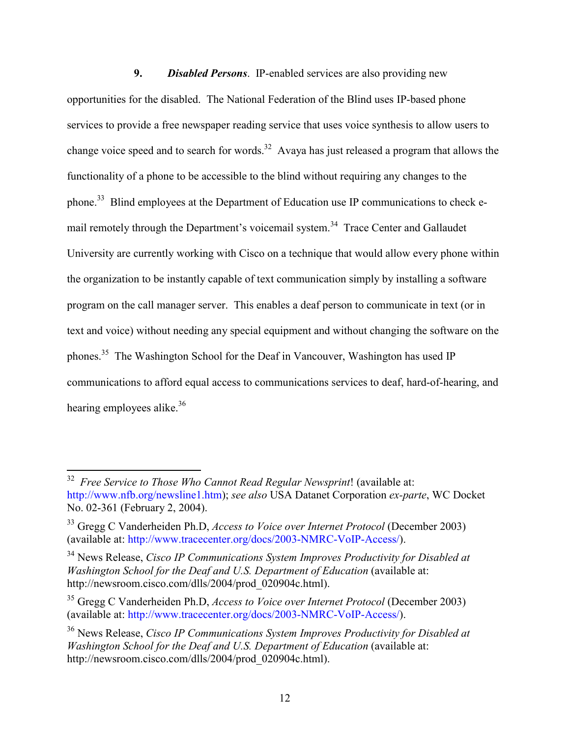**9.** ***Disabled Persons***. IP-enabled services are also providing new opportunities for the disabled. The National Federation of the Blind uses IP-based phone services to provide a free newspaper reading service that uses voice synthesis to allow users to change voice speed and to search for words.[32] Avaya has just released a program that allows the functionality of a phone to be accessible to the blind without requiring any changes to the phone.[33] Blind employees at the Department of Education use IP communications to check e-mail remotely through the Department's voicemail system.[34] Trace Center and Gallaudet University are currently working with Cisco on a technique that would allow every phone within the organization to be instantly capable of text communication simply by installing a software program on the call manager server. This enables a deaf person to communicate in text (or in text and voice) without needing any special equipment and without changing the software on the phones.[35] The Washington School for the Deaf in Vancouver, Washington has used IP communications to afford equal access to communications services to deaf, hard-of-hearing, and hearing employees alike.[36]

---

[32] *Free Service to Those Who Cannot Read Regular Newsprint*! (available at: http://www.nfb.org/newsline1.htm); *see also* USA Datanet Corporation *ex-parte*, WC Docket No. 02-361 (February 2, 2004).

[33] Gregg C Vanderheiden Ph.D, *Access to Voice over Internet Protocol* (December 2003) (available at: http://www.tracecenter.org/docs/2003-NMRC-VoIP-Access/).

[34] News Release, *Cisco IP Communications System Improves Productivity for Disabled at Washington School for the Deaf and U.S. Department of Education* (available at: http://newsroom.cisco.com/dlls/2004/prod_020904c.html).

[35] Gregg C Vanderheiden Ph.D, *Access to Voice over Internet Protocol* (December 2003) (available at: http://www.tracecenter.org/docs/2003-NMRC-VoIP-Access/).

[36] News Release, *Cisco IP Communications System Improves Productivity for Disabled at Washington School for the Deaf and U.S. Department of Education* (available at: http://newsroom.cisco.com/dlls/2004/prod_020904c.html).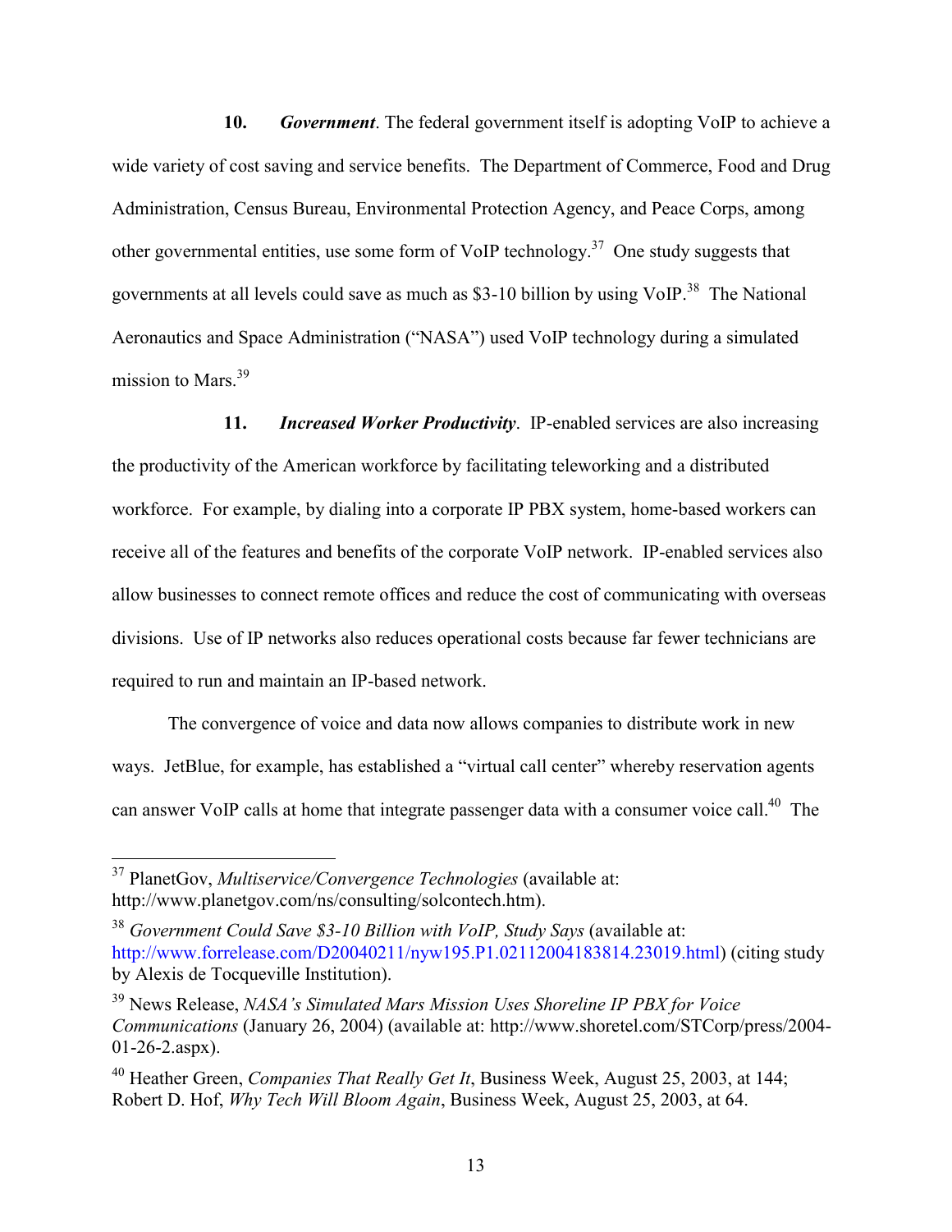**10.** ***Government***. The federal government itself is adopting VoIP to achieve a wide variety of cost saving and service benefits. The Department of Commerce, Food and Drug Administration, Census Bureau, Environmental Protection Agency, and Peace Corps, among other governmental entities, use some form of VoIP technology.[37] One study suggests that governments at all levels could save as much as $3-10 billion by using VoIP.[38] The National Aeronautics and Space Administration ("NASA") used VoIP technology during a simulated mission to Mars.[39]

**11.** ***Increased Worker Productivity***. IP-enabled services are also increasing the productivity of the American workforce by facilitating teleworking and a distributed workforce. For example, by dialing into a corporate IP PBX system, home-based workers can receive all of the features and benefits of the corporate VoIP network. IP-enabled services also allow businesses to connect remote offices and reduce the cost of communicating with overseas divisions. Use of IP networks also reduces operational costs because far fewer technicians are required to run and maintain an IP-based network.

The convergence of voice and data now allows companies to distribute work in new ways. JetBlue, for example, has established a "virtual call center" whereby reservation agents can answer VoIP calls at home that integrate passenger data with a consumer voice call.[40] The

---

[37] PlanetGov, *Multiservice/Convergence Technologies* (available at: http://www.planetgov.com/ns/consulting/solcontech.htm).

[38] *Government Could Save $3-10 Billion with VoIP, Study Says* (available at: http://www.forrelease.com/D20040211/nyw195.P1.02112004183814.23019.html) (citing study by Alexis de Tocqueville Institution).

[39] News Release, *NASA's Simulated Mars Mission Uses Shoreline IP PBX for Voice Communications* (January 26, 2004) (available at: http://www.shoretel.com/STCorp/press/2004-01-26-2.aspx).

[40] Heather Green, *Companies That Really Get It*, Business Week, August 25, 2003, at 144; Robert D. Hof, *Why Tech Will Bloom Again*, Business Week, August 25, 2003, at 64.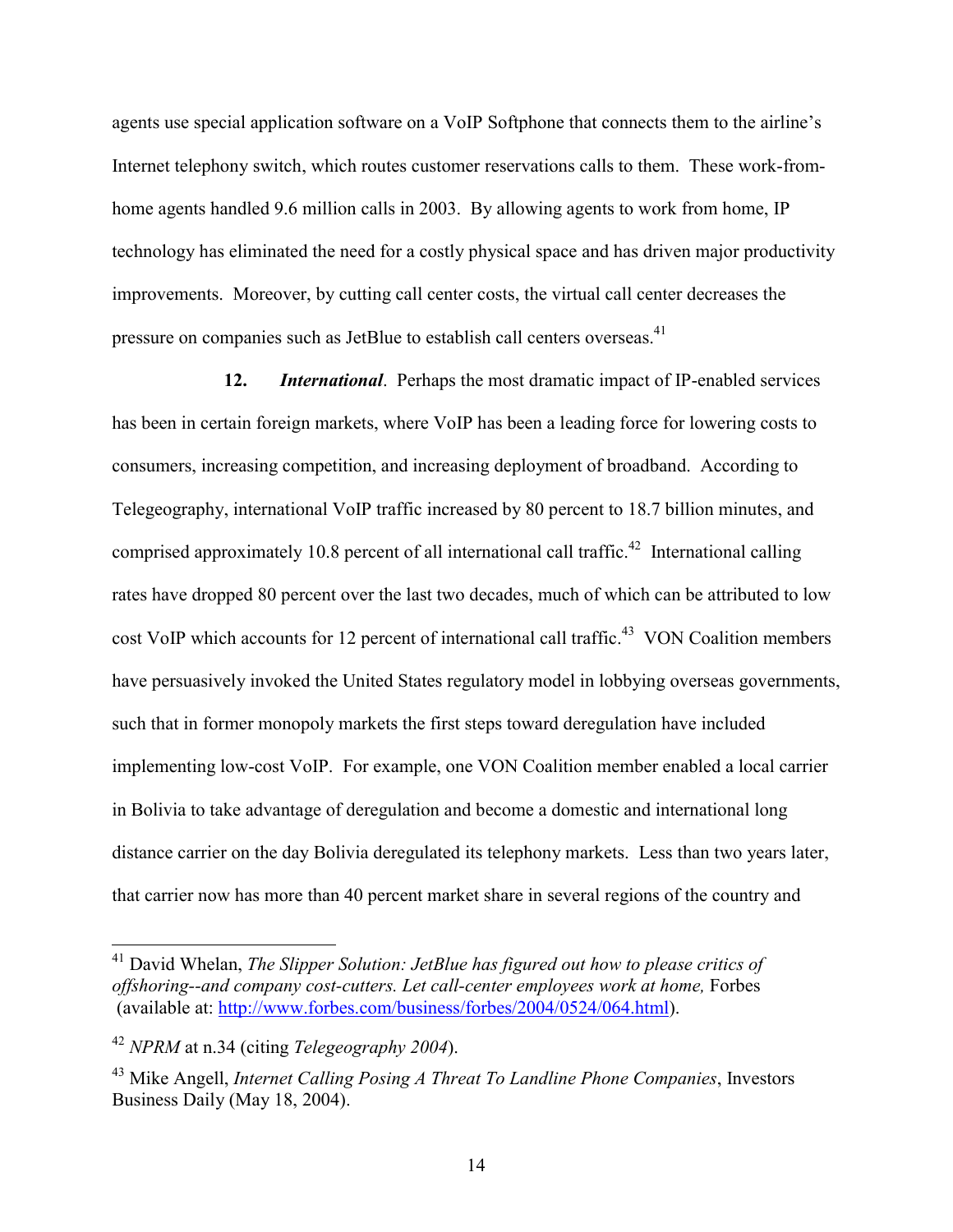agents use special application software on a VoIP Softphone that connects them to the airline's Internet telephony switch, which routes customer reservations calls to them. These work-from-home agents handled 9.6 million calls in 2003. By allowing agents to work from home, IP technology has eliminated the need for a costly physical space and has driven major productivity improvements. Moreover, by cutting call center costs, the virtual call center decreases the pressure on companies such as JetBlue to establish call centers overseas.[41]

**12.** ***International***. Perhaps the most dramatic impact of IP-enabled services has been in certain foreign markets, where VoIP has been a leading force for lowering costs to consumers, increasing competition, and increasing deployment of broadband. According to Telegeography, international VoIP traffic increased by 80 percent to 18.7 billion minutes, and comprised approximately 10.8 percent of all international call traffic.[42] International calling rates have dropped 80 percent over the last two decades, much of which can be attributed to low cost VoIP which accounts for 12 percent of international call traffic.[43] VON Coalition members have persuasively invoked the United States regulatory model in lobbying overseas governments, such that in former monopoly markets the first steps toward deregulation have included implementing low-cost VoIP. For example, one VON Coalition member enabled a local carrier in Bolivia to take advantage of deregulation and become a domestic and international long distance carrier on the day Bolivia deregulated its telephony markets. Less than two years later, that carrier now has more than 40 percent market share in several regions of the country and

---

[41] David Whelan, *The Slipper Solution: JetBlue has figured out how to please critics of offshoring--and company cost-cutters. Let call-center employees work at home,* Forbes (available at: http://www.forbes.com/business/forbes/2004/0524/064.html).

[42] *NPRM* at n.34 (citing *Telegeography 2004*).

[43] Mike Angell, *Internet Calling Posing A Threat To Landline Phone Companies*, Investors Business Daily (May 18, 2004).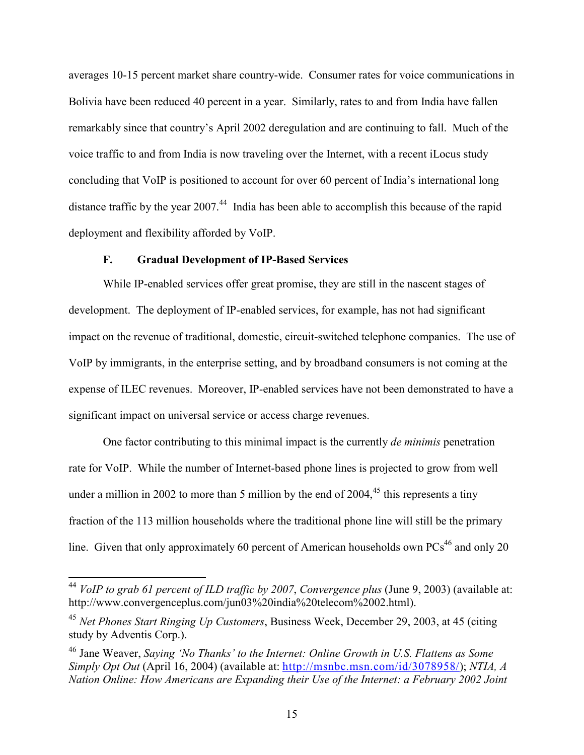averages 10-15 percent market share country-wide. Consumer rates for voice communications in Bolivia have been reduced 40 percent in a year. Similarly, rates to and from India have fallen remarkably since that country's April 2002 deregulation and are continuing to fall. Much of the voice traffic to and from India is now traveling over the Internet, with a recent iLocus study concluding that VoIP is positioned to account for over 60 percent of India's international long distance traffic by the year 2007.[44] India has been able to accomplish this because of the rapid deployment and flexibility afforded by VoIP.

### F. Gradual Development of IP-Based Services

While IP-enabled services offer great promise, they are still in the nascent stages of development. The deployment of IP-enabled services, for example, has not had significant impact on the revenue of traditional, domestic, circuit-switched telephone companies. The use of VoIP by immigrants, in the enterprise setting, and by broadband consumers is not coming at the expense of ILEC revenues. Moreover, IP-enabled services have not been demonstrated to have a significant impact on universal service or access charge revenues.

One factor contributing to this minimal impact is the currently *de minimis* penetration rate for VoIP. While the number of Internet-based phone lines is projected to grow from well under a million in 2002 to more than 5 million by the end of 2004,[45] this represents a tiny fraction of the 113 million households where the traditional phone line will still be the primary line. Given that only approximately 60 percent of American households own PCs[46] and only 20

---

[44] *VoIP to grab 61 percent of ILD traffic by 2007*, *Convergence plus* (June 9, 2003) (available at: http://www.convergenceplus.com/jun03%20india%20telecom%2002.html).

[45] *Net Phones Start Ringing Up Customers*, Business Week, December 29, 2003, at 45 (citing study by Adventis Corp.).

[46] Jane Weaver, *Saying 'No Thanks' to the Internet: Online Growth in U.S. Flattens as Some Simply Opt Out* (April 16, 2004) (available at: http://msnbc.msn.com/id/3078958/); *NTIA, A Nation Online: How Americans are Expanding their Use of the Internet: a February 2002 Joint*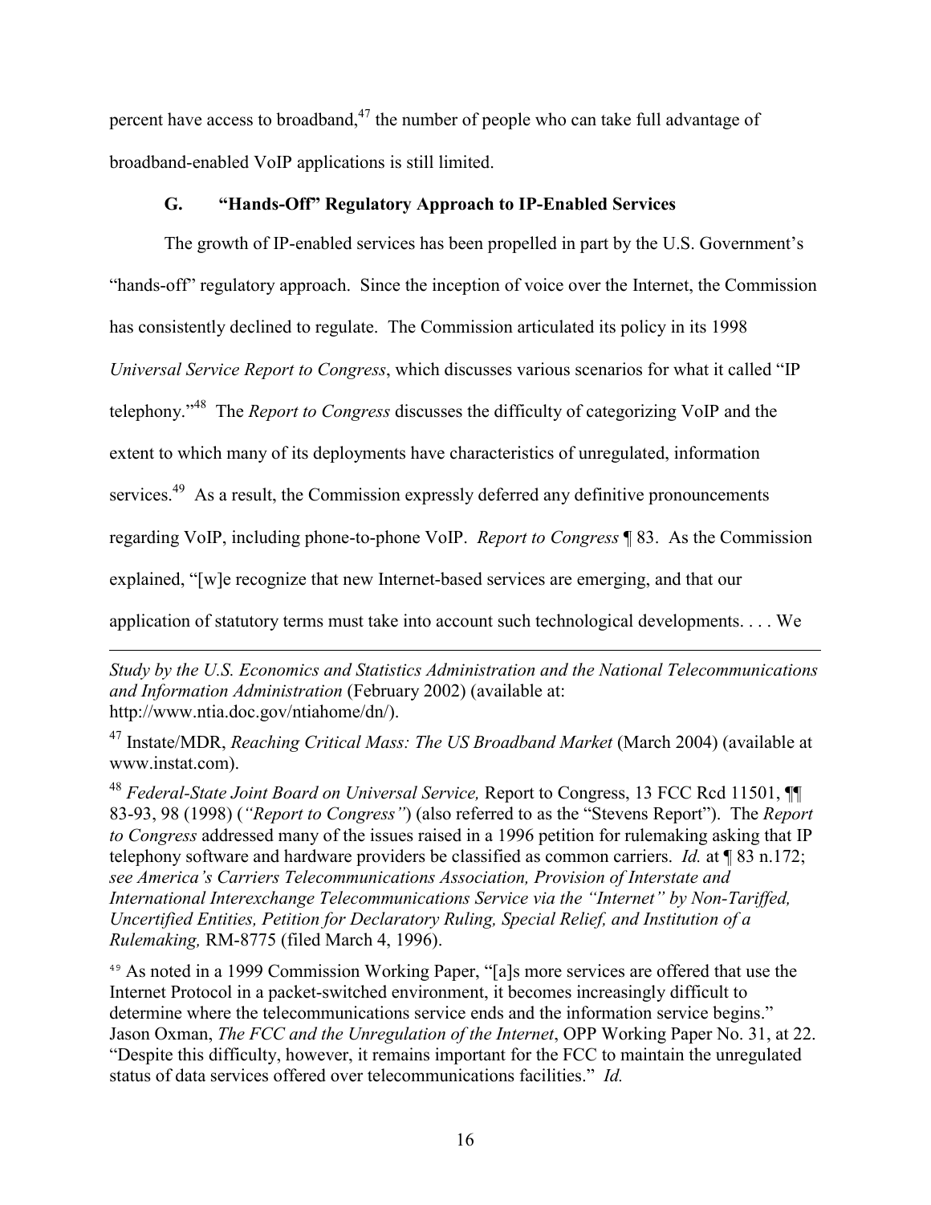percent have access to broadband,[47] the number of people who can take full advantage of broadband-enabled VoIP applications is still limited.

### G. "Hands-Off" Regulatory Approach to IP-Enabled Services

The growth of IP-enabled services has been propelled in part by the U.S. Government's "hands-off" regulatory approach. Since the inception of voice over the Internet, the Commission has consistently declined to regulate. The Commission articulated its policy in its 1998 *Universal Service Report to Congress*, which discusses various scenarios for what it called "IP telephony."[48] The *Report to Congress* discusses the difficulty of categorizing VoIP and the extent to which many of its deployments have characteristics of unregulated, information services.[49] As a result, the Commission expressly deferred any definitive pronouncements regarding VoIP, including phone-to-phone VoIP. *Report to Congress* ¶ 83. As the Commission explained, "[w]e recognize that new Internet-based services are emerging, and that our application of statutory terms must take into account such technological developments. . . . We

---

*Study by the U.S. Economics and Statistics Administration and the National Telecommunications and Information Administration* (February 2002) (available at: http://www.ntia.doc.gov/ntiahome/dn/).

[47] Instate/MDR, *Reaching Critical Mass: The US Broadband Market* (March 2004) (available at www.instat.com).

[48] *Federal-State Joint Board on Universal Service,* Report to Congress, 13 FCC Rcd 11501, ¶¶ 83-93, 98 (1998) (*"Report to Congress"*) (also referred to as the "Stevens Report"). The *Report to Congress* addressed many of the issues raised in a 1996 petition for rulemaking asking that IP telephony software and hardware providers be classified as common carriers. *Id.* at ¶ 83 n.172; *see America's Carriers Telecommunications Association, Provision of Interstate and International Interexchange Telecommunications Service via the "Internet" by Non-Tariffed, Uncertified Entities, Petition for Declaratory Ruling, Special Relief, and Institution of a Rulemaking,* RM-8775 (filed March 4, 1996).

[49] As noted in a 1999 Commission Working Paper, "[a]s more services are offered that use the Internet Protocol in a packet-switched environment, it becomes increasingly difficult to determine where the telecommunications service ends and the information service begins." Jason Oxman, *The FCC and the Unregulation of the Internet*, OPP Working Paper No. 31, at 22. "Despite this difficulty, however, it remains important for the FCC to maintain the unregulated status of data services offered over telecommunications facilities." *Id.*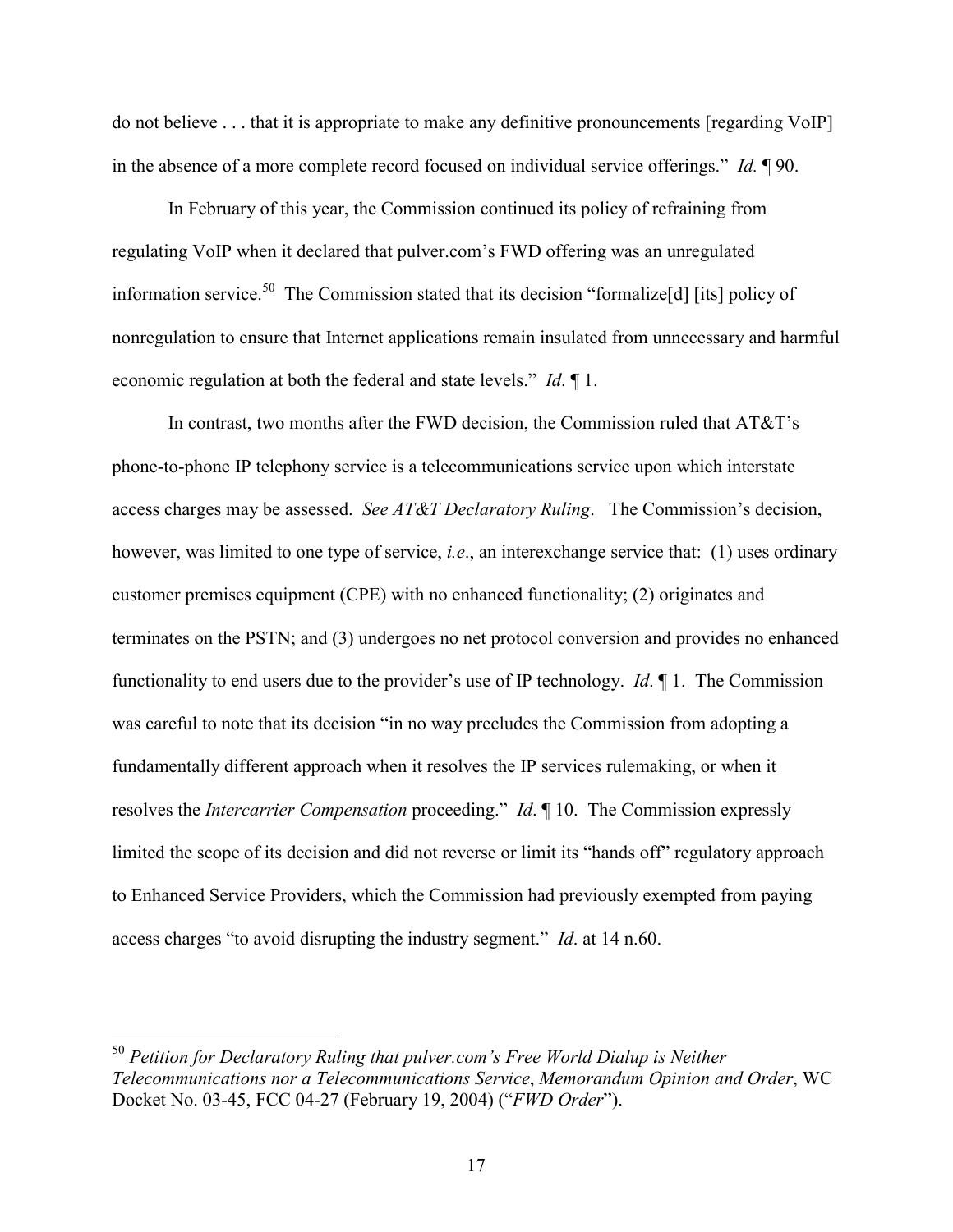do not believe . . . that it is appropriate to make any definitive pronouncements [regarding VoIP] in the absence of a more complete record focused on individual service offerings." *Id.* ¶ 90.

In February of this year, the Commission continued its policy of refraining from regulating VoIP when it declared that pulver.com's FWD offering was an unregulated information service.[50] The Commission stated that its decision "formalize[d] [its] policy of nonregulation to ensure that Internet applications remain insulated from unnecessary and harmful economic regulation at both the federal and state levels." *Id*. ¶ 1.

In contrast, two months after the FWD decision, the Commission ruled that AT&T's phone-to-phone IP telephony service is a telecommunications service upon which interstate access charges may be assessed. *See AT&T Declaratory Ruling*. The Commission's decision, however, was limited to one type of service, *i.e*., an interexchange service that: (1) uses ordinary customer premises equipment (CPE) with no enhanced functionality; (2) originates and terminates on the PSTN; and (3) undergoes no net protocol conversion and provides no enhanced functionality to end users due to the provider's use of IP technology. *Id*. ¶ 1. The Commission was careful to note that its decision "in no way precludes the Commission from adopting a fundamentally different approach when it resolves the IP services rulemaking, or when it resolves the *Intercarrier Compensation* proceeding." *Id*. ¶ 10. The Commission expressly limited the scope of its decision and did not reverse or limit its "hands off" regulatory approach to Enhanced Service Providers, which the Commission had previously exempted from paying access charges "to avoid disrupting the industry segment." *Id*. at 14 n.60.

---

[50] *Petition for Declaratory Ruling that pulver.com's Free World Dialup is Neither Telecommunications nor a Telecommunications Service*, *Memorandum Opinion and Order*, WC Docket No. 03-45, FCC 04-27 (February 19, 2004) ("*FWD Order*").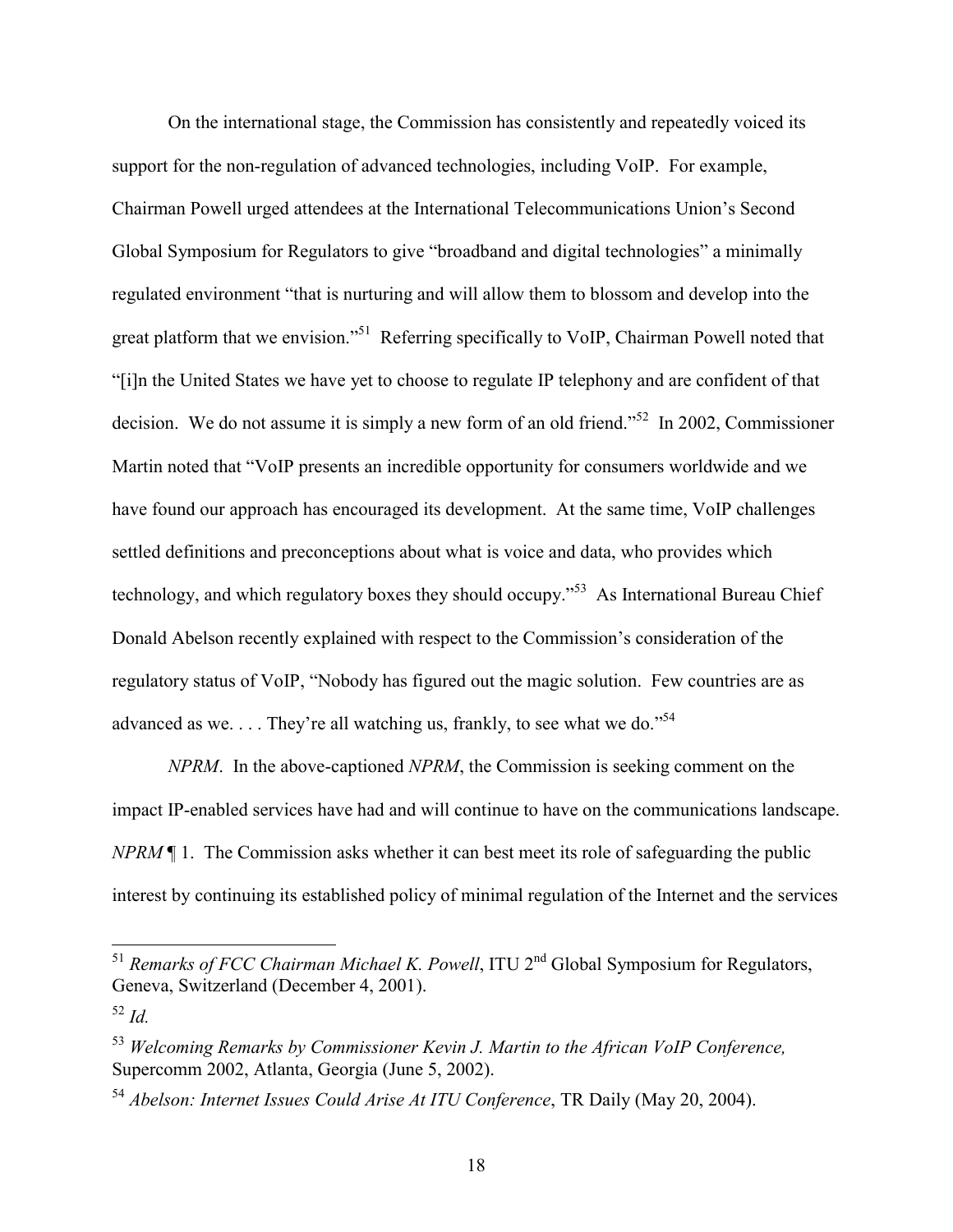On the international stage, the Commission has consistently and repeatedly voiced its support for the non-regulation of advanced technologies, including VoIP. For example, Chairman Powell urged attendees at the International Telecommunications Union's Second Global Symposium for Regulators to give "broadband and digital technologies" a minimally regulated environment "that is nurturing and will allow them to blossom and develop into the great platform that we envision."[51] Referring specifically to VoIP, Chairman Powell noted that "[i]n the United States we have yet to choose to regulate IP telephony and are confident of that decision. We do not assume it is simply a new form of an old friend."[52] In 2002, Commissioner Martin noted that "VoIP presents an incredible opportunity for consumers worldwide and we have found our approach has encouraged its development. At the same time, VoIP challenges settled definitions and preconceptions about what is voice and data, who provides which technology, and which regulatory boxes they should occupy."[53] As International Bureau Chief Donald Abelson recently explained with respect to the Commission's consideration of the regulatory status of VoIP, "Nobody has figured out the magic solution. Few countries are as advanced as we. . . . They're all watching us, frankly, to see what we do."[54]

*NPRM*. In the above-captioned *NPRM*, the Commission is seeking comment on the impact IP-enabled services have had and will continue to have on the communications landscape. *NPRM* ¶ 1. The Commission asks whether it can best meet its role of safeguarding the public interest by continuing its established policy of minimal regulation of the Internet and the services

---

[51] *Remarks of FCC Chairman Michael K. Powell*, ITU 2nd Global Symposium for Regulators, Geneva, Switzerland (December 4, 2001).

[52] *Id.*

[53] *Welcoming Remarks by Commissioner Kevin J. Martin to the African VoIP Conference,* Supercomm 2002, Atlanta, Georgia (June 5, 2002).

[54] *Abelson: Internet Issues Could Arise At ITU Conference*, TR Daily (May 20, 2004).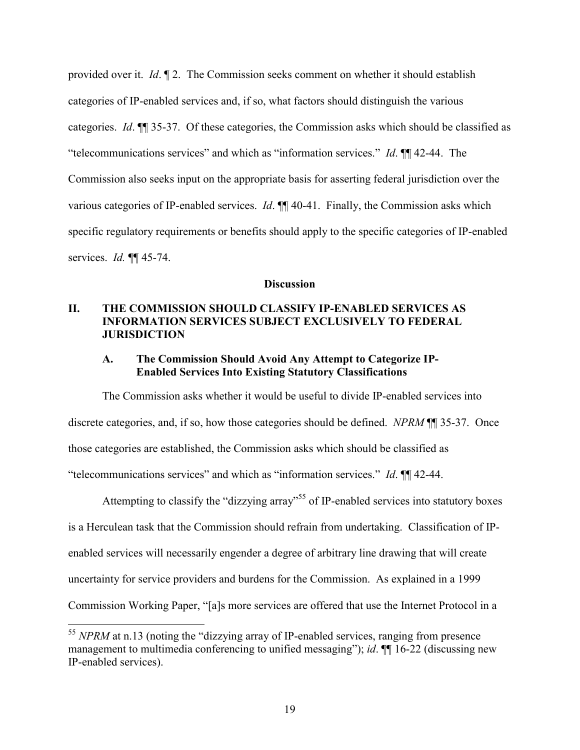provided over it. *Id*. ¶ 2. The Commission seeks comment on whether it should establish categories of IP-enabled services and, if so, what factors should distinguish the various categories. *Id*. ¶¶ 35-37. Of these categories, the Commission asks which should be classified as "telecommunications services" and which as "information services." *Id*. ¶¶ 42-44. The Commission also seeks input on the appropriate basis for asserting federal jurisdiction over the various categories of IP-enabled services. *Id*. ¶¶ 40-41. Finally, the Commission asks which specific regulatory requirements or benefits should apply to the specific categories of IP-enabled services. *Id.* ¶¶ 45-74.

**Discussion**

## II. THE COMMISSION SHOULD CLASSIFY IP-ENABLED SERVICES AS INFORMATION SERVICES SUBJECT EXCLUSIVELY TO FEDERAL JURISDICTION

### A. The Commission Should Avoid Any Attempt to Categorize IP-Enabled Services Into Existing Statutory Classifications

The Commission asks whether it would be useful to divide IP-enabled services into discrete categories, and, if so, how those categories should be defined. *NPRM* ¶¶ 35-37. Once those categories are established, the Commission asks which should be classified as "telecommunications services" and which as "information services." *Id*. ¶¶ 42-44.

Attempting to classify the "dizzying array"[55] of IP-enabled services into statutory boxes is a Herculean task that the Commission should refrain from undertaking. Classification of IP-enabled services will necessarily engender a degree of arbitrary line drawing that will create uncertainty for service providers and burdens for the Commission. As explained in a 1999 Commission Working Paper, "[a]s more services are offered that use the Internet Protocol in a

[55] *NPRM* at n.13 (noting the "dizzying array of IP-enabled services, ranging from presence management to multimedia conferencing to unified messaging"); *id*. ¶¶ 16-22 (discussing new IP-enabled services).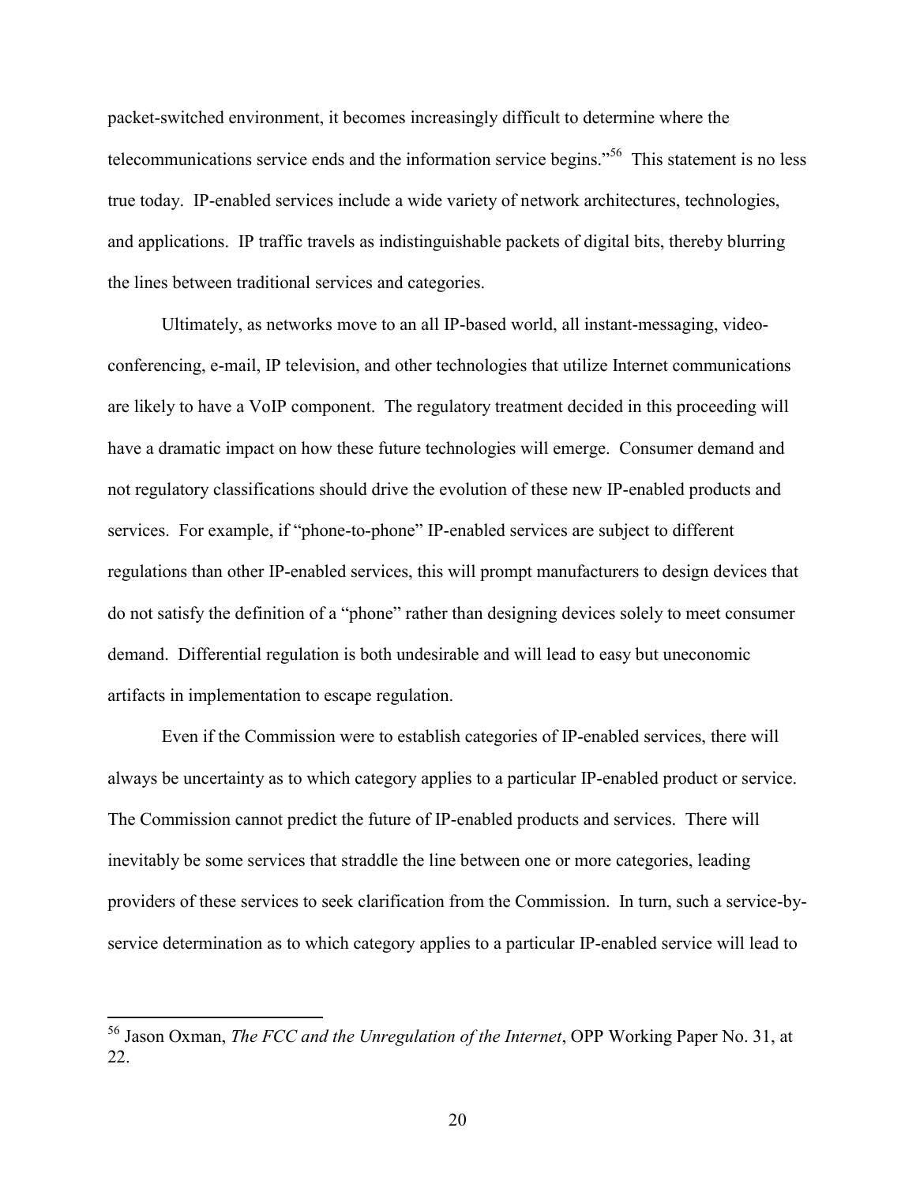packet-switched environment, it becomes increasingly difficult to determine where the telecommunications service ends and the information service begins."[56] This statement is no less true today. IP-enabled services include a wide variety of network architectures, technologies, and applications. IP traffic travels as indistinguishable packets of digital bits, thereby blurring the lines between traditional services and categories.

Ultimately, as networks move to an all IP-based world, all instant-messaging, video-conferencing, e-mail, IP television, and other technologies that utilize Internet communications are likely to have a VoIP component. The regulatory treatment decided in this proceeding will have a dramatic impact on how these future technologies will emerge. Consumer demand and not regulatory classifications should drive the evolution of these new IP-enabled products and services. For example, if "phone-to-phone" IP-enabled services are subject to different regulations than other IP-enabled services, this will prompt manufacturers to design devices that do not satisfy the definition of a "phone" rather than designing devices solely to meet consumer demand. Differential regulation is both undesirable and will lead to easy but uneconomic artifacts in implementation to escape regulation.

Even if the Commission were to establish categories of IP-enabled services, there will always be uncertainty as to which category applies to a particular IP-enabled product or service. The Commission cannot predict the future of IP-enabled products and services. There will inevitably be some services that straddle the line between one or more categories, leading providers of these services to seek clarification from the Commission. In turn, such a service-by-service determination as to which category applies to a particular IP-enabled service will lead to

[56] Jason Oxman, *The FCC and the Unregulation of the Internet*, OPP Working Paper No. 31, at 22.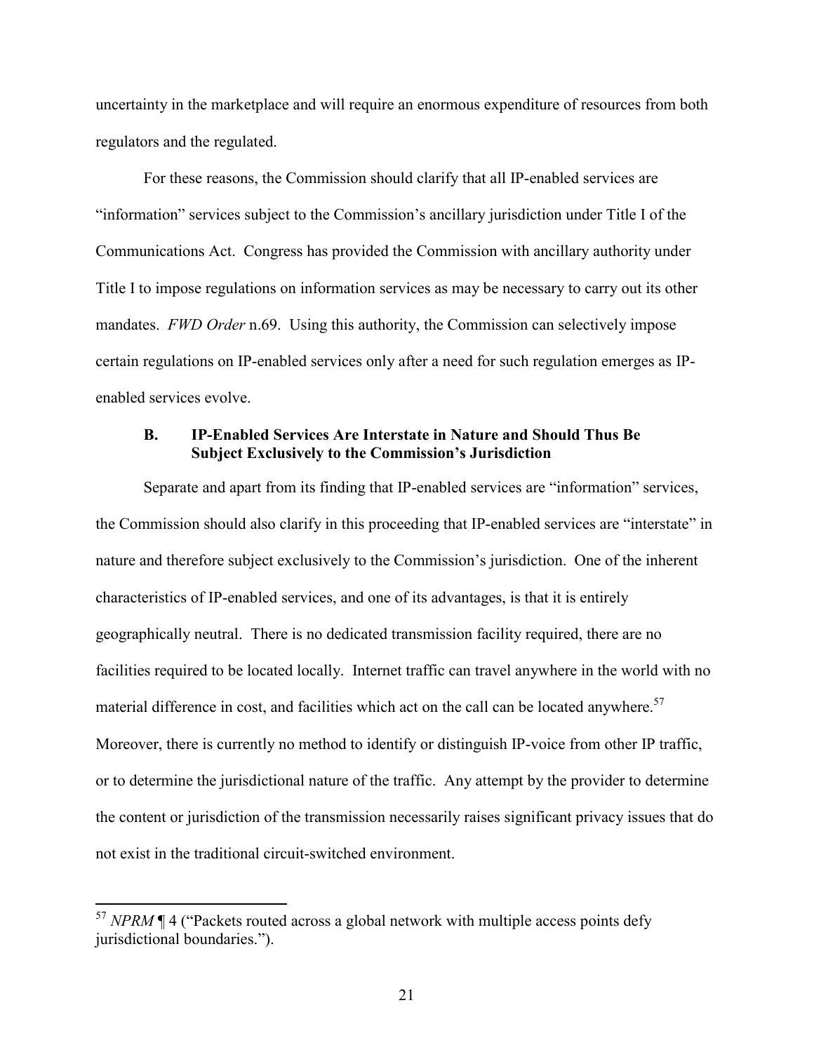uncertainty in the marketplace and will require an enormous expenditure of resources from both regulators and the regulated.

For these reasons, the Commission should clarify that all IP-enabled services are "information" services subject to the Commission's ancillary jurisdiction under Title I of the Communications Act. Congress has provided the Commission with ancillary authority under Title I to impose regulations on information services as may be necessary to carry out its other mandates. *FWD Order* n.69. Using this authority, the Commission can selectively impose certain regulations on IP-enabled services only after a need for such regulation emerges as IP-enabled services evolve.

### B. IP-Enabled Services Are Interstate in Nature and Should Thus Be Subject Exclusively to the Commission's Jurisdiction

Separate and apart from its finding that IP-enabled services are "information" services, the Commission should also clarify in this proceeding that IP-enabled services are "interstate" in nature and therefore subject exclusively to the Commission's jurisdiction. One of the inherent characteristics of IP-enabled services, and one of its advantages, is that it is entirely geographically neutral. There is no dedicated transmission facility required, there are no facilities required to be located locally. Internet traffic can travel anywhere in the world with no material difference in cost, and facilities which act on the call can be located anywhere.[57] Moreover, there is currently no method to identify or distinguish IP-voice from other IP traffic, or to determine the jurisdictional nature of the traffic. Any attempt by the provider to determine the content or jurisdiction of the transmission necessarily raises significant privacy issues that do not exist in the traditional circuit-switched environment.

---

[57] *NPRM* ¶ 4 ("Packets routed across a global network with multiple access points defy jurisdictional boundaries.").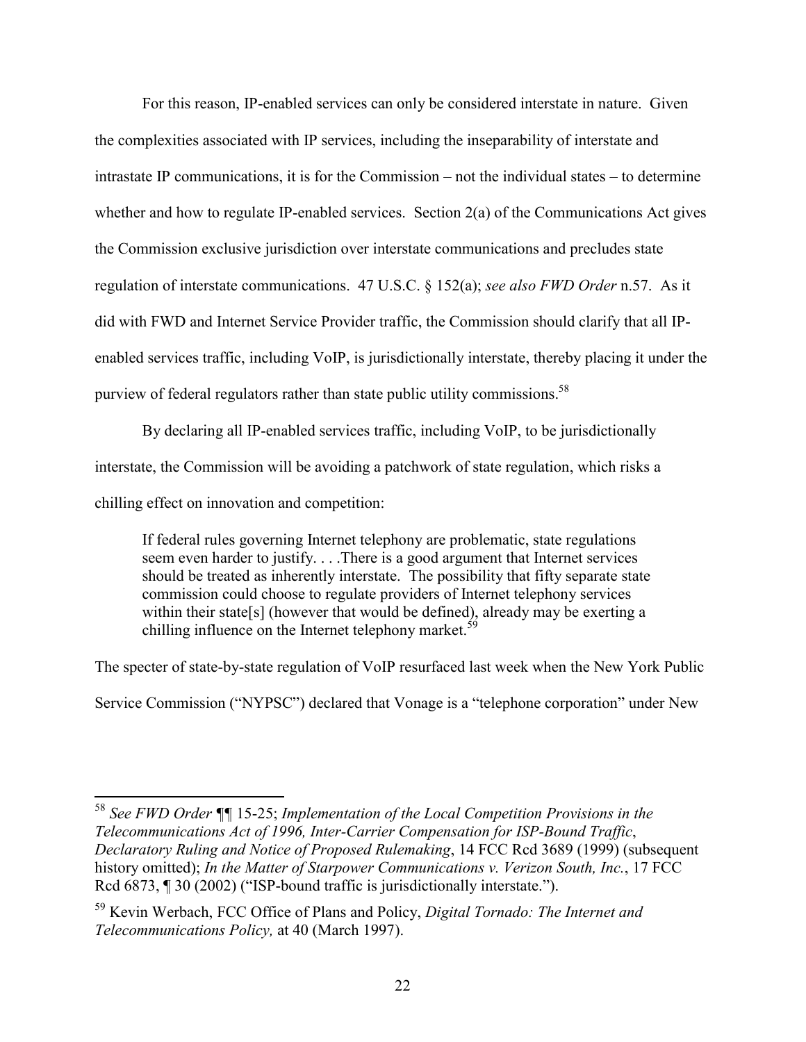For this reason, IP-enabled services can only be considered interstate in nature. Given the complexities associated with IP services, including the inseparability of interstate and intrastate IP communications, it is for the Commission – not the individual states – to determine whether and how to regulate IP-enabled services. Section 2(a) of the Communications Act gives the Commission exclusive jurisdiction over interstate communications and precludes state regulation of interstate communications. 47 U.S.C. § 152(a); *see also FWD Order* n.57. As it did with FWD and Internet Service Provider traffic, the Commission should clarify that all IP-enabled services traffic, including VoIP, is jurisdictionally interstate, thereby placing it under the purview of federal regulators rather than state public utility commissions.[58]

By declaring all IP-enabled services traffic, including VoIP, to be jurisdictionally interstate, the Commission will be avoiding a patchwork of state regulation, which risks a chilling effect on innovation and competition:

> If federal rules governing Internet telephony are problematic, state regulations seem even harder to justify. . . .There is a good argument that Internet services should be treated as inherently interstate. The possibility that fifty separate state commission could choose to regulate providers of Internet telephony services within their state[s] (however that would be defined), already may be exerting a chilling influence on the Internet telephony market.[59]

The specter of state-by-state regulation of VoIP resurfaced last week when the New York Public Service Commission ("NYPSC") declared that Vonage is a "telephone corporation" under New

---

[58] *See FWD Order* ¶¶ 15-25; *Implementation of the Local Competition Provisions in the Telecommunications Act of 1996, Inter-Carrier Compensation for ISP-Bound Traffic*, *Declaratory Ruling and Notice of Proposed Rulemaking*, 14 FCC Rcd 3689 (1999) (subsequent history omitted); *In the Matter of Starpower Communications v. Verizon South, Inc.*, 17 FCC Rcd 6873, ¶ 30 (2002) ("ISP-bound traffic is jurisdictionally interstate.").

[59] Kevin Werbach, FCC Office of Plans and Policy, *Digital Tornado: The Internet and Telecommunications Policy,* at 40 (March 1997).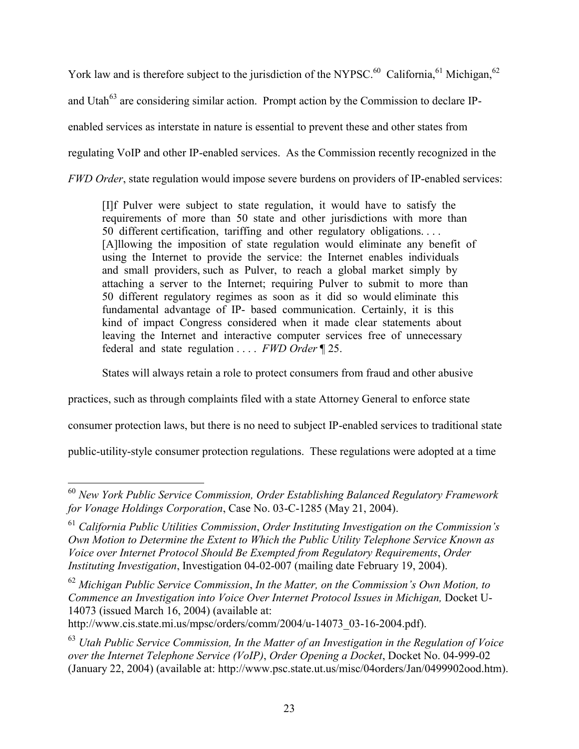York law and is therefore subject to the jurisdiction of the NYPSC.[60] California,[61] Michigan,[62] and Utah[63] are considering similar action. Prompt action by the Commission to declare IP-enabled services as interstate in nature is essential to prevent these and other states from regulating VoIP and other IP-enabled services. As the Commission recently recognized in the *FWD Order*, state regulation would impose severe burdens on providers of IP-enabled services:

> [I]f Pulver were subject to state regulation, it would have to satisfy the requirements of more than 50 state and other jurisdictions with more than 50 different certification, tariffing and other regulatory obligations. . . . [A]llowing the imposition of state regulation would eliminate any benefit of using the Internet to provide the service: the Internet enables individuals and small providers, such as Pulver, to reach a global market simply by attaching a server to the Internet; requiring Pulver to submit to more than 50 different regulatory regimes as soon as it did so would eliminate this fundamental advantage of IP- based communication. Certainly, it is this kind of impact Congress considered when it made clear statements about leaving the Internet and interactive computer services free of unnecessary federal and state regulation . . . . *FWD Order* ¶ 25.

States will always retain a role to protect consumers from fraud and other abusive practices, such as through complaints filed with a state Attorney General to enforce state consumer protection laws, but there is no need to subject IP-enabled services to traditional state public-utility-style consumer protection regulations. These regulations were adopted at a time

---

[60] *New York Public Service Commission, Order Establishing Balanced Regulatory Framework for Vonage Holdings Corporation*, Case No. 03-C-1285 (May 21, 2004).

[61] *California Public Utilities Commission*, *Order Instituting Investigation on the Commission's Own Motion to Determine the Extent to Which the Public Utility Telephone Service Known as Voice over Internet Protocol Should Be Exempted from Regulatory Requirements*, *Order Instituting Investigation*, Investigation 04-02-007 (mailing date February 19, 2004).

[62] *Michigan Public Service Commission*, *In the Matter, on the Commission's Own Motion, to Commence an Investigation into Voice Over Internet Protocol Issues in Michigan,* Docket U-14073 (issued March 16, 2004) (available at: http://www.cis.state.mi.us/mpsc/orders/comm/2004/u-14073_03-16-2004.pdf).

[63] *Utah Public Service Commission, In the Matter of an Investigation in the Regulation of Voice over the Internet Telephone Service (VoIP)*, *Order Opening a Docket*, Docket No. 04-999-02 (January 22, 2004) (available at: http://www.psc.state.ut.us/misc/04orders/Jan/0499902ood.htm).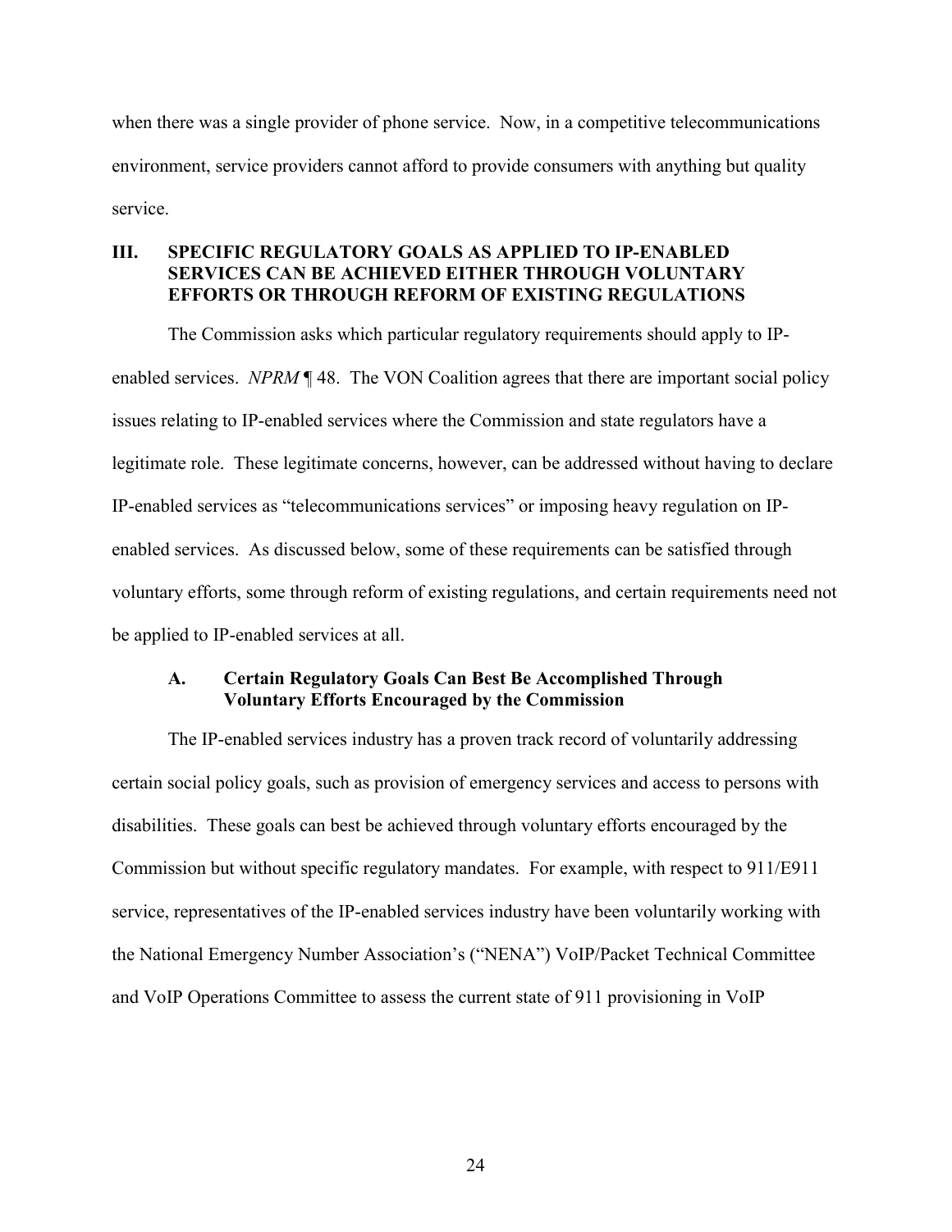when there was a single provider of phone service. Now, in a competitive telecommunications environment, service providers cannot afford to provide consumers with anything but quality service.

## III. SPECIFIC REGULATORY GOALS AS APPLIED TO IP-ENABLED SERVICES CAN BE ACHIEVED EITHER THROUGH VOLUNTARY EFFORTS OR THROUGH REFORM OF EXISTING REGULATIONS

The Commission asks which particular regulatory requirements should apply to IP-enabled services. *NPRM* ¶ 48. The VON Coalition agrees that there are important social policy issues relating to IP-enabled services where the Commission and state regulators have a legitimate role. These legitimate concerns, however, can be addressed without having to declare IP-enabled services as "telecommunications services" or imposing heavy regulation on IP-enabled services. As discussed below, some of these requirements can be satisfied through voluntary efforts, some through reform of existing regulations, and certain requirements need not be applied to IP-enabled services at all.

### A. Certain Regulatory Goals Can Best Be Accomplished Through Voluntary Efforts Encouraged by the Commission

The IP-enabled services industry has a proven track record of voluntarily addressing certain social policy goals, such as provision of emergency services and access to persons with disabilities. These goals can best be achieved through voluntary efforts encouraged by the Commission but without specific regulatory mandates. For example, with respect to 911/E911 service, representatives of the IP-enabled services industry have been voluntarily working with the National Emergency Number Association's ("NENA") VoIP/Packet Technical Committee and VoIP Operations Committee to assess the current state of 911 provisioning in VoIP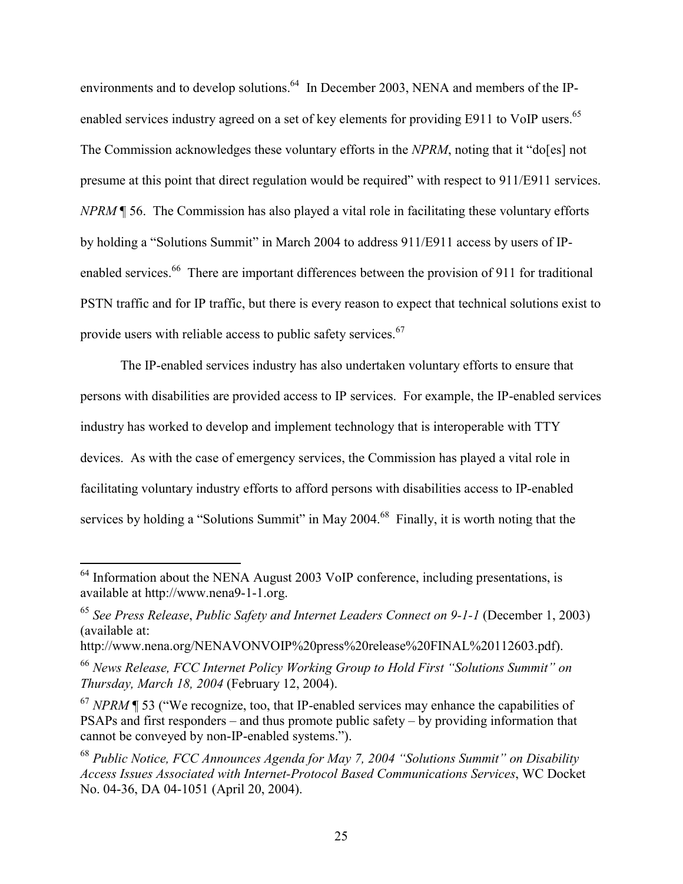environments and to develop solutions.[64] In December 2003, NENA and members of the IP-enabled services industry agreed on a set of key elements for providing E911 to VoIP users.[65] The Commission acknowledges these voluntary efforts in the *NPRM*, noting that it "do[es] not presume at this point that direct regulation would be required" with respect to 911/E911 services. *NPRM* ¶ 56. The Commission has also played a vital role in facilitating these voluntary efforts by holding a "Solutions Summit" in March 2004 to address 911/E911 access by users of IP-enabled services.[66] There are important differences between the provision of 911 for traditional PSTN traffic and for IP traffic, but there is every reason to expect that technical solutions exist to provide users with reliable access to public safety services.[67]

The IP-enabled services industry has also undertaken voluntary efforts to ensure that persons with disabilities are provided access to IP services. For example, the IP-enabled services industry has worked to develop and implement technology that is interoperable with TTY devices. As with the case of emergency services, the Commission has played a vital role in facilitating voluntary industry efforts to afford persons with disabilities access to IP-enabled services by holding a "Solutions Summit" in May 2004.[68] Finally, it is worth noting that the

---

[64] Information about the NENA August 2003 VoIP conference, including presentations, is available at http://www.nena9-1-1.org.

[65] *See Press Release*, *Public Safety and Internet Leaders Connect on 9-1-1* (December 1, 2003) (available at: http://www.nena.org/NENAVONVOIP%20press%20release%20FINAL%20112603.pdf).

[66] *News Release, FCC Internet Policy Working Group to Hold First "Solutions Summit" on Thursday, March 18, 2004* (February 12, 2004).

[67] *NPRM* ¶ 53 ("We recognize, too, that IP-enabled services may enhance the capabilities of PSAPs and first responders – and thus promote public safety – by providing information that cannot be conveyed by non-IP-enabled systems.").

[68] *Public Notice, FCC Announces Agenda for May 7, 2004 "Solutions Summit" on Disability Access Issues Associated with Internet-Protocol Based Communications Services*, WC Docket No. 04-36, DA 04-1051 (April 20, 2004).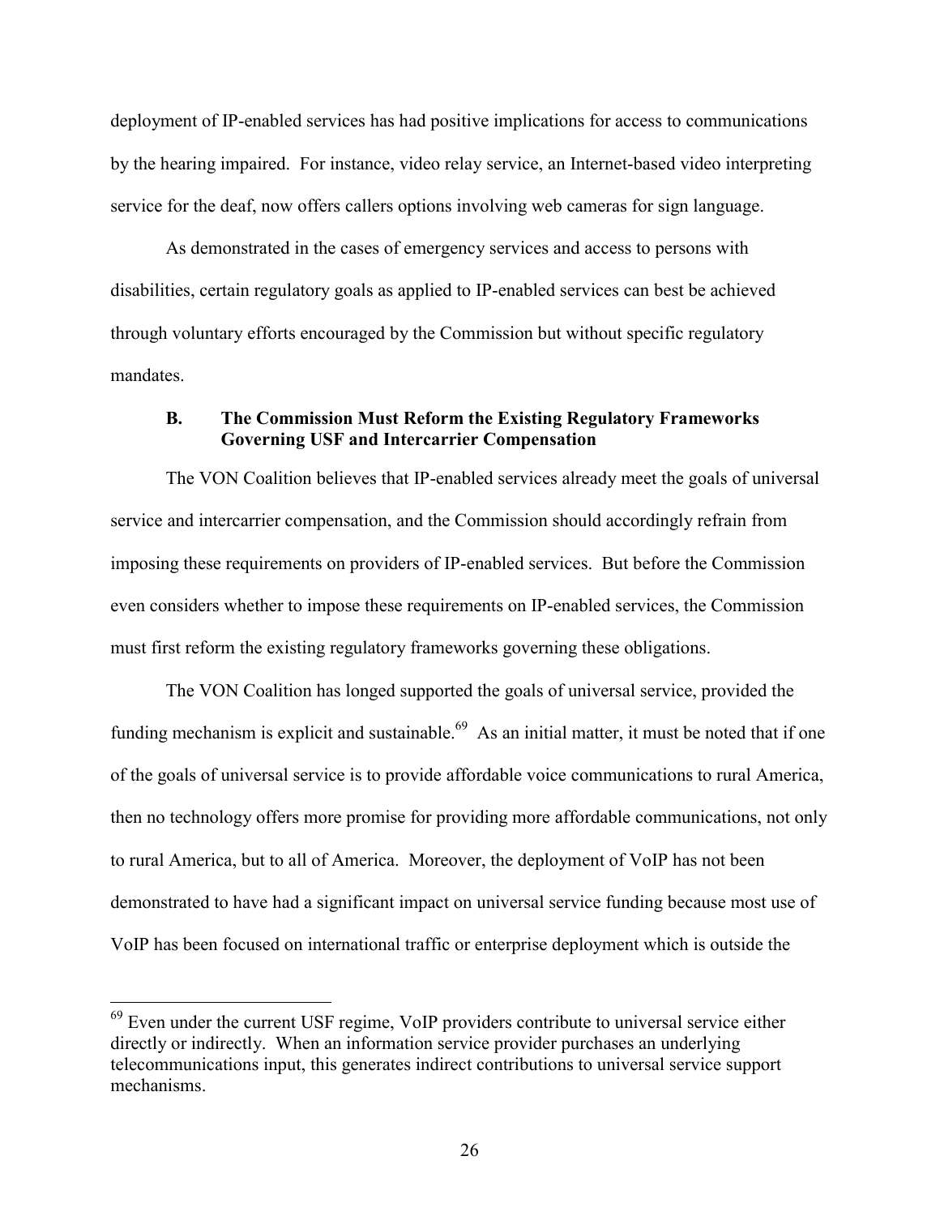deployment of IP-enabled services has had positive implications for access to communications by the hearing impaired. For instance, video relay service, an Internet-based video interpreting service for the deaf, now offers callers options involving web cameras for sign language.

As demonstrated in the cases of emergency services and access to persons with disabilities, certain regulatory goals as applied to IP-enabled services can best be achieved through voluntary efforts encouraged by the Commission but without specific regulatory mandates.

### B. The Commission Must Reform the Existing Regulatory Frameworks Governing USF and Intercarrier Compensation

The VON Coalition believes that IP-enabled services already meet the goals of universal service and intercarrier compensation, and the Commission should accordingly refrain from imposing these requirements on providers of IP-enabled services. But before the Commission even considers whether to impose these requirements on IP-enabled services, the Commission must first reform the existing regulatory frameworks governing these obligations.

The VON Coalition has longed supported the goals of universal service, provided the funding mechanism is explicit and sustainable.[69] As an initial matter, it must be noted that if one of the goals of universal service is to provide affordable voice communications to rural America, then no technology offers more promise for providing more affordable communications, not only to rural America, but to all of America. Moreover, the deployment of VoIP has not been demonstrated to have had a significant impact on universal service funding because most use of VoIP has been focused on international traffic or enterprise deployment which is outside the

---

[69] Even under the current USF regime, VoIP providers contribute to universal service either directly or indirectly. When an information service provider purchases an underlying telecommunications input, this generates indirect contributions to universal service support mechanisms.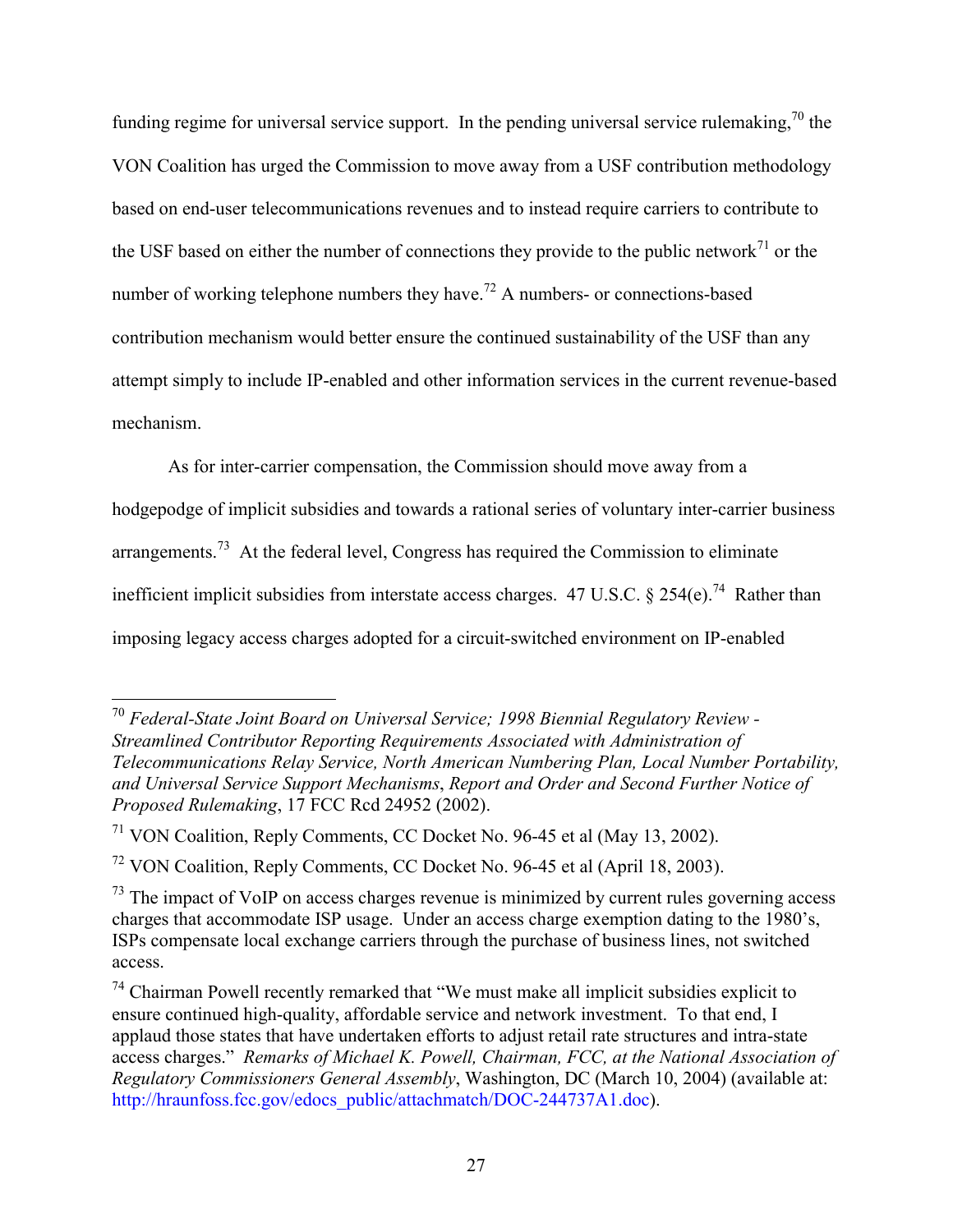funding regime for universal service support. In the pending universal service rulemaking,[70] the VON Coalition has urged the Commission to move away from a USF contribution methodology based on end-user telecommunications revenues and to instead require carriers to contribute to the USF based on either the number of connections they provide to the public network[71] or the number of working telephone numbers they have.[72] A numbers- or connections-based contribution mechanism would better ensure the continued sustainability of the USF than any attempt simply to include IP-enabled and other information services in the current revenue-based mechanism.

As for inter-carrier compensation, the Commission should move away from a hodgepodge of implicit subsidies and towards a rational series of voluntary inter-carrier business arrangements.[73] At the federal level, Congress has required the Commission to eliminate inefficient implicit subsidies from interstate access charges. 47 U.S.C. § 254(e).[74] Rather than imposing legacy access charges adopted for a circuit-switched environment on IP-enabled

---

[70] *Federal-State Joint Board on Universal Service; 1998 Biennial Regulatory Review - Streamlined Contributor Reporting Requirements Associated with Administration of Telecommunications Relay Service, North American Numbering Plan, Local Number Portability, and Universal Service Support Mechanisms*, *Report and Order and Second Further Notice of Proposed Rulemaking*, 17 FCC Rcd 24952 (2002).

[71] VON Coalition, Reply Comments, CC Docket No. 96-45 et al (May 13, 2002).

[72] VON Coalition, Reply Comments, CC Docket No. 96-45 et al (April 18, 2003).

[73] The impact of VoIP on access charges revenue is minimized by current rules governing access charges that accommodate ISP usage. Under an access charge exemption dating to the 1980's, ISPs compensate local exchange carriers through the purchase of business lines, not switched access.

[74] Chairman Powell recently remarked that "We must make all implicit subsidies explicit to ensure continued high-quality, affordable service and network investment. To that end, I applaud those states that have undertaken efforts to adjust retail rate structures and intra-state access charges." *Remarks of Michael K. Powell, Chairman, FCC, at the National Association of Regulatory Commissioners General Assembly*, Washington, DC (March 10, 2004) (available at: http://hraunfoss.fcc.gov/edocs_public/attachmatch/DOC-244737A1.doc).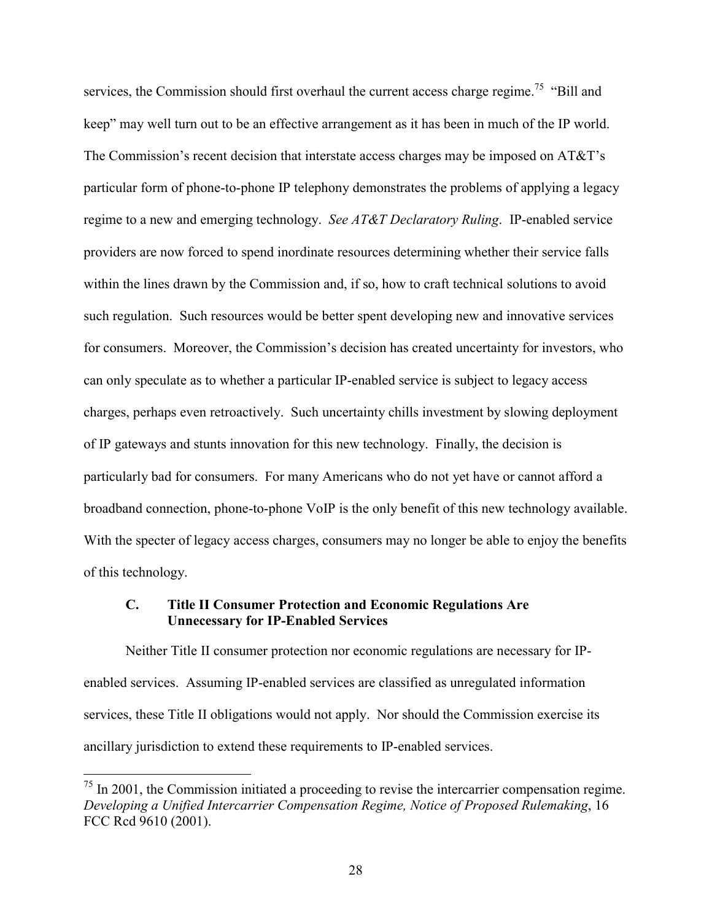services, the Commission should first overhaul the current access charge regime.[75] "Bill and keep" may well turn out to be an effective arrangement as it has been in much of the IP world. The Commission's recent decision that interstate access charges may be imposed on AT&T's particular form of phone-to-phone IP telephony demonstrates the problems of applying a legacy regime to a new and emerging technology. *See AT&T Declaratory Ruling*. IP-enabled service providers are now forced to spend inordinate resources determining whether their service falls within the lines drawn by the Commission and, if so, how to craft technical solutions to avoid such regulation. Such resources would be better spent developing new and innovative services for consumers. Moreover, the Commission's decision has created uncertainty for investors, who can only speculate as to whether a particular IP-enabled service is subject to legacy access charges, perhaps even retroactively. Such uncertainty chills investment by slowing deployment of IP gateways and stunts innovation for this new technology. Finally, the decision is particularly bad for consumers. For many Americans who do not yet have or cannot afford a broadband connection, phone-to-phone VoIP is the only benefit of this new technology available. With the specter of legacy access charges, consumers may no longer be able to enjoy the benefits of this technology.

### C. Title II Consumer Protection and Economic Regulations Are Unnecessary for IP-Enabled Services

Neither Title II consumer protection nor economic regulations are necessary for IP-enabled services. Assuming IP-enabled services are classified as unregulated information services, these Title II obligations would not apply. Nor should the Commission exercise its ancillary jurisdiction to extend these requirements to IP-enabled services.

---

[75] In 2001, the Commission initiated a proceeding to revise the intercarrier compensation regime. *Developing a Unified Intercarrier Compensation Regime, Notice of Proposed Rulemaking*, 16 FCC Rcd 9610 (2001).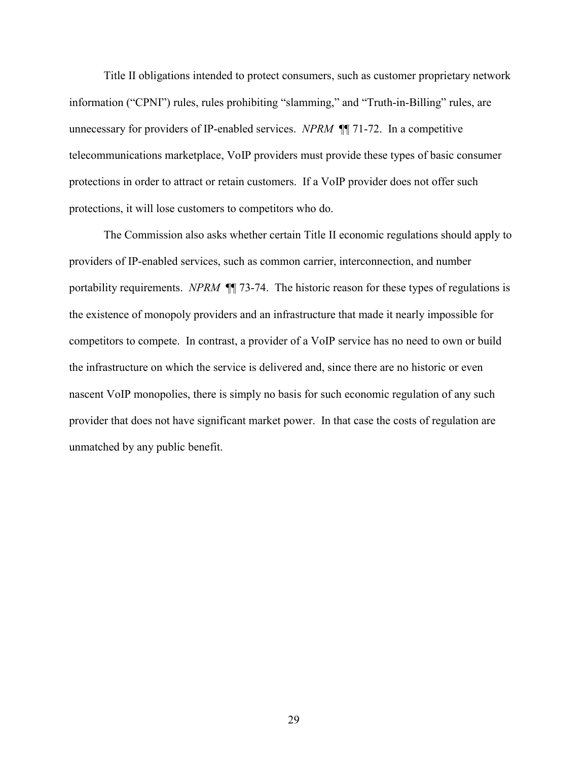Title II obligations intended to protect consumers, such as customer proprietary network information ("CPNI") rules, rules prohibiting "slamming," and "Truth-in-Billing" rules, are unnecessary for providers of IP-enabled services. *NPRM* ¶¶ 71-72. In a competitive telecommunications marketplace, VoIP providers must provide these types of basic consumer protections in order to attract or retain customers. If a VoIP provider does not offer such protections, it will lose customers to competitors who do.

The Commission also asks whether certain Title II economic regulations should apply to providers of IP-enabled services, such as common carrier, interconnection, and number portability requirements. *NPRM* ¶¶ 73-74. The historic reason for these types of regulations is the existence of monopoly providers and an infrastructure that made it nearly impossible for competitors to compete. In contrast, a provider of a VoIP service has no need to own or build the infrastructure on which the service is delivered and, since there are no historic or even nascent VoIP monopolies, there is simply no basis for such economic regulation of any such provider that does not have significant market power. In that case the costs of regulation are unmatched by any public benefit.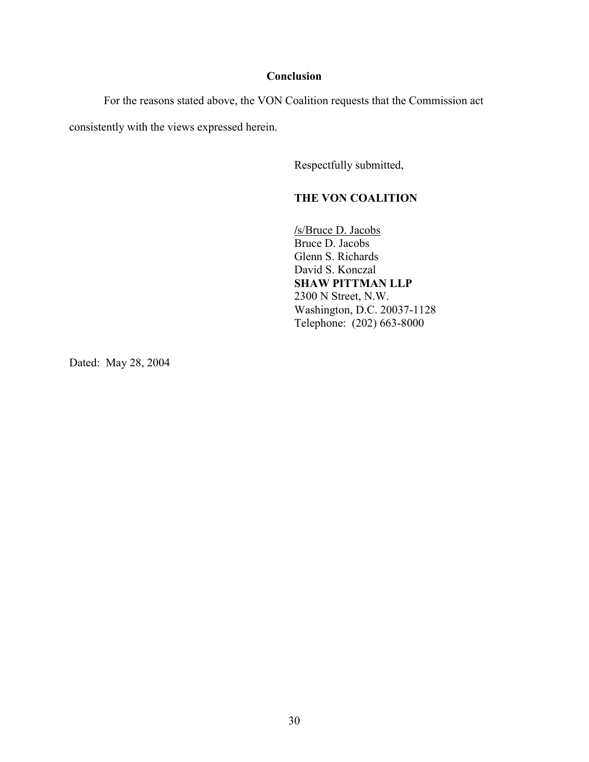## Conclusion

For the reasons stated above, the VON Coalition requests that the Commission act consistently with the views expressed herein.

Respectfully submitted,

**THE VON COALITION**

/s/Bruce D. Jacobs
Bruce D. Jacobs
Glenn S. Richards
David S. Konczal
**SHAW PITTMAN LLP**
2300 N Street, N.W.
Washington, D.C. 20037-1128
Telephone: (202) 663-8000

Dated: May 28, 2004